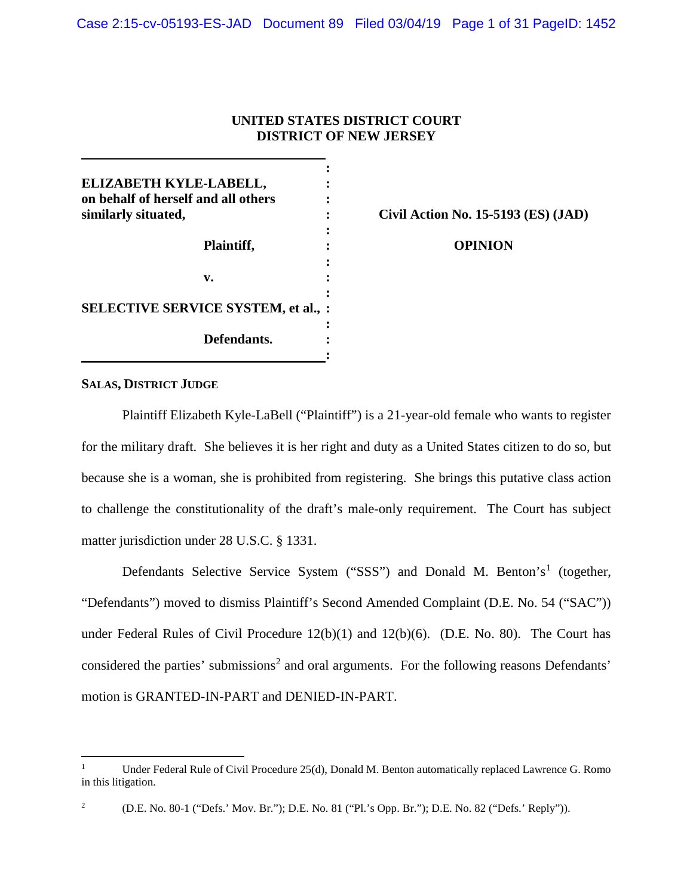**UNITED STATES DISTRICT COURT**
**DISTRICT OF NEW JERSEY**

| | |
|---|---|
| **ELIZABETH KYLE-LABELL, on behalf of herself and all others similarly situated,** | **Civil Action No. 15-5193 (ES) (JAD)** |
| **Plaintiff,** | **OPINION** |
| **v.** | |
| **SELECTIVE SERVICE SYSTEM, et al.,** | |
| **Defendants.** | |

**SALAS, DISTRICT JUDGE**

Plaintiff Elizabeth Kyle-LaBell ("Plaintiff") is a 21-year-old female who wants to register for the military draft. She believes it is her right and duty as a United States citizen to do so, but because she is a woman, she is prohibited from registering. She brings this putative class action to challenge the constitutionality of the draft's male-only requirement. The Court has subject matter jurisdiction under 28 U.S.C. § 1331.

Defendants Selective Service System ("SSS") and Donald M. Benton's[1] (together, "Defendants") moved to dismiss Plaintiff's Second Amended Complaint (D.E. No. 54 ("SAC")) under Federal Rules of Civil Procedure 12(b)(1) and 12(b)(6). (D.E. No. 80). The Court has considered the parties' submissions[2] and oral arguments. For the following reasons Defendants' motion is GRANTED-IN-PART and DENIED-IN-PART.

---

[1] Under Federal Rule of Civil Procedure 25(d), Donald M. Benton automatically replaced Lawrence G. Romo in this litigation.

[2] (D.E. No. 80-1 ("Defs.' Mov. Br."); D.E. No. 81 ("Pl.'s Opp. Br."); D.E. No. 82 ("Defs.' Reply")).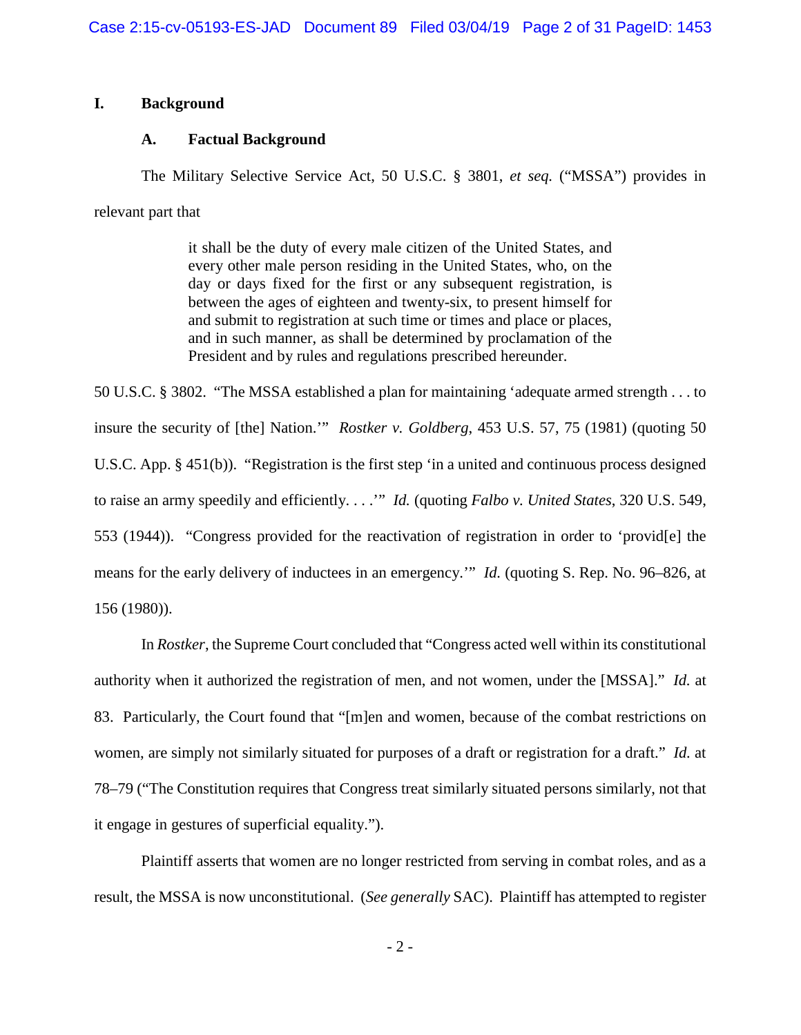## I. Background

### A. Factual Background

The Military Selective Service Act, 50 U.S.C. § 3801, *et seq.* ("MSSA") provides in relevant part that

> it shall be the duty of every male citizen of the United States, and every other male person residing in the United States, who, on the day or days fixed for the first or any subsequent registration, is between the ages of eighteen and twenty-six, to present himself for and submit to registration at such time or times and place or places, and in such manner, as shall be determined by proclamation of the President and by rules and regulations prescribed hereunder.

50 U.S.C. § 3802. "The MSSA established a plan for maintaining 'adequate armed strength . . . to insure the security of [the] Nation.'" *Rostker v. Goldberg*, 453 U.S. 57, 75 (1981) (quoting 50 U.S.C. App. § 451(b)). "Registration is the first step 'in a united and continuous process designed to raise an army speedily and efficiently. . . .'" *Id.* (quoting *Falbo v. United States*, 320 U.S. 549, 553 (1944)). "Congress provided for the reactivation of registration in order to 'provid[e] the means for the early delivery of inductees in an emergency.'" *Id.* (quoting S. Rep. No. 96–826, at 156 (1980)).

In *Rostker*, the Supreme Court concluded that "Congress acted well within its constitutional authority when it authorized the registration of men, and not women, under the [MSSA]." *Id.* at 83. Particularly, the Court found that "[m]en and women, because of the combat restrictions on women, are simply not similarly situated for purposes of a draft or registration for a draft." *Id.* at 78–79 ("The Constitution requires that Congress treat similarly situated persons similarly, not that it engage in gestures of superficial equality.").

Plaintiff asserts that women are no longer restricted from serving in combat roles, and as a result, the MSSA is now unconstitutional. (*See generally* SAC). Plaintiff has attempted to register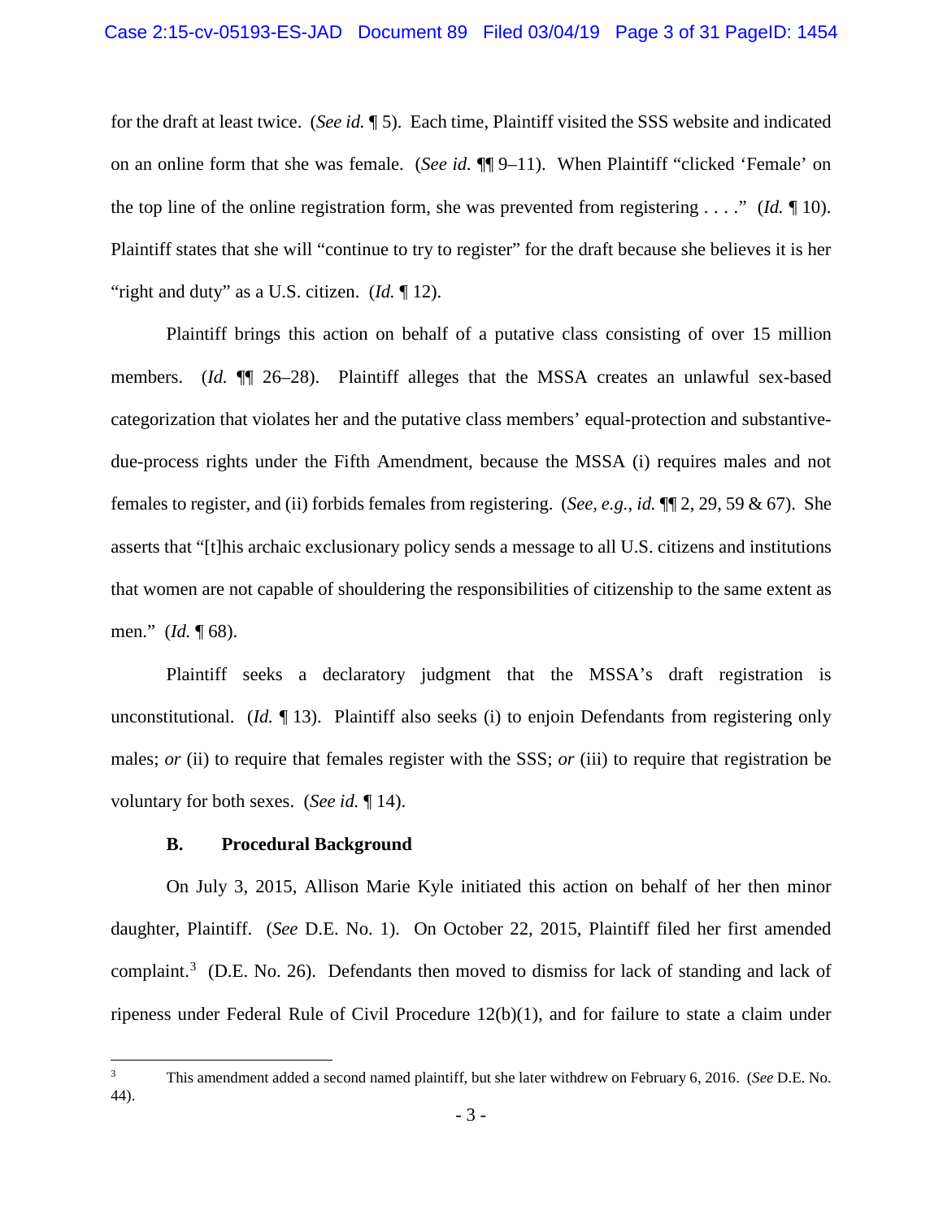for the draft at least twice. (*See id.* ¶ 5). Each time, Plaintiff visited the SSS website and indicated on an online form that she was female. (*See id.* ¶¶ 9–11). When Plaintiff "clicked 'Female' on the top line of the online registration form, she was prevented from registering . . . ." (*Id.* ¶ 10). Plaintiff states that she will "continue to try to register" for the draft because she believes it is her "right and duty" as a U.S. citizen. (*Id.* ¶ 12).

Plaintiff brings this action on behalf of a putative class consisting of over 15 million members. (*Id.* ¶¶ 26–28). Plaintiff alleges that the MSSA creates an unlawful sex-based categorization that violates her and the putative class members' equal-protection and substantive-due-process rights under the Fifth Amendment, because the MSSA (i) requires males and not females to register, and (ii) forbids females from registering. (*See, e.g.*, *id.* ¶¶ 2, 29, 59 & 67). She asserts that "[t]his archaic exclusionary policy sends a message to all U.S. citizens and institutions that women are not capable of shouldering the responsibilities of citizenship to the same extent as men." (*Id.* ¶ 68).

Plaintiff seeks a declaratory judgment that the MSSA's draft registration is unconstitutional. (*Id.* ¶ 13). Plaintiff also seeks (i) to enjoin Defendants from registering only males; *or* (ii) to require that females register with the SSS; *or* (iii) to require that registration be voluntary for both sexes. (*See id.* ¶ 14).

### B. Procedural Background

On July 3, 2015, Allison Marie Kyle initiated this action on behalf of her then minor daughter, Plaintiff. (*See* D.E. No. 1). On October 22, 2015, Plaintiff filed her first amended complaint.[3] (D.E. No. 26). Defendants then moved to dismiss for lack of standing and lack of ripeness under Federal Rule of Civil Procedure 12(b)(1), and for failure to state a claim under

---

[3] This amendment added a second named plaintiff, but she later withdrew on February 6, 2016. (*See* D.E. No. 44).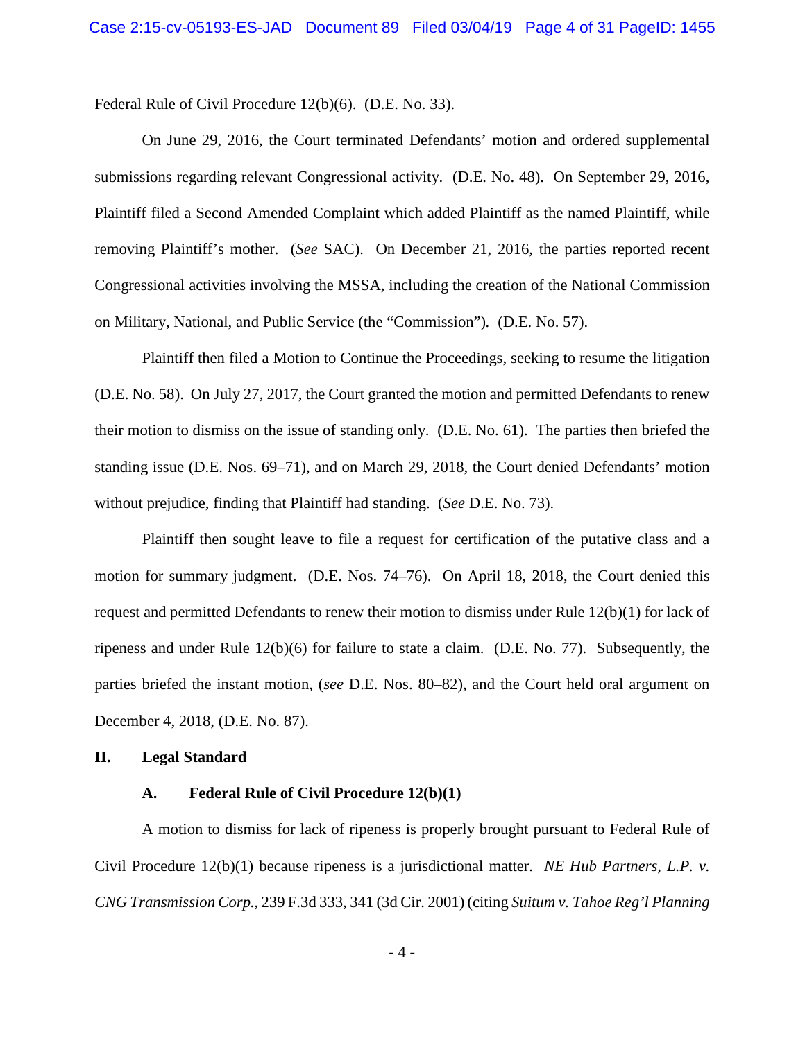Federal Rule of Civil Procedure 12(b)(6). (D.E. No. 33).

On June 29, 2016, the Court terminated Defendants' motion and ordered supplemental submissions regarding relevant Congressional activity. (D.E. No. 48). On September 29, 2016, Plaintiff filed a Second Amended Complaint which added Plaintiff as the named Plaintiff, while removing Plaintiff's mother. (*See* SAC). On December 21, 2016, the parties reported recent Congressional activities involving the MSSA, including the creation of the National Commission on Military, National, and Public Service (the "Commission"). (D.E. No. 57).

Plaintiff then filed a Motion to Continue the Proceedings, seeking to resume the litigation (D.E. No. 58). On July 27, 2017, the Court granted the motion and permitted Defendants to renew their motion to dismiss on the issue of standing only. (D.E. No. 61). The parties then briefed the standing issue (D.E. Nos. 69–71), and on March 29, 2018, the Court denied Defendants' motion without prejudice, finding that Plaintiff had standing. (*See* D.E. No. 73).

Plaintiff then sought leave to file a request for certification of the putative class and a motion for summary judgment. (D.E. Nos. 74–76). On April 18, 2018, the Court denied this request and permitted Defendants to renew their motion to dismiss under Rule 12(b)(1) for lack of ripeness and under Rule 12(b)(6) for failure to state a claim. (D.E. No. 77). Subsequently, the parties briefed the instant motion, (*see* D.E. Nos. 80–82), and the Court held oral argument on December 4, 2018, (D.E. No. 87).

## II. Legal Standard

### A. Federal Rule of Civil Procedure 12(b)(1)

A motion to dismiss for lack of ripeness is properly brought pursuant to Federal Rule of Civil Procedure 12(b)(1) because ripeness is a jurisdictional matter. *NE Hub Partners, L.P. v. CNG Transmission Corp.*, 239 F.3d 333, 341 (3d Cir. 2001) (citing *Suitum v. Tahoe Reg'l Planning*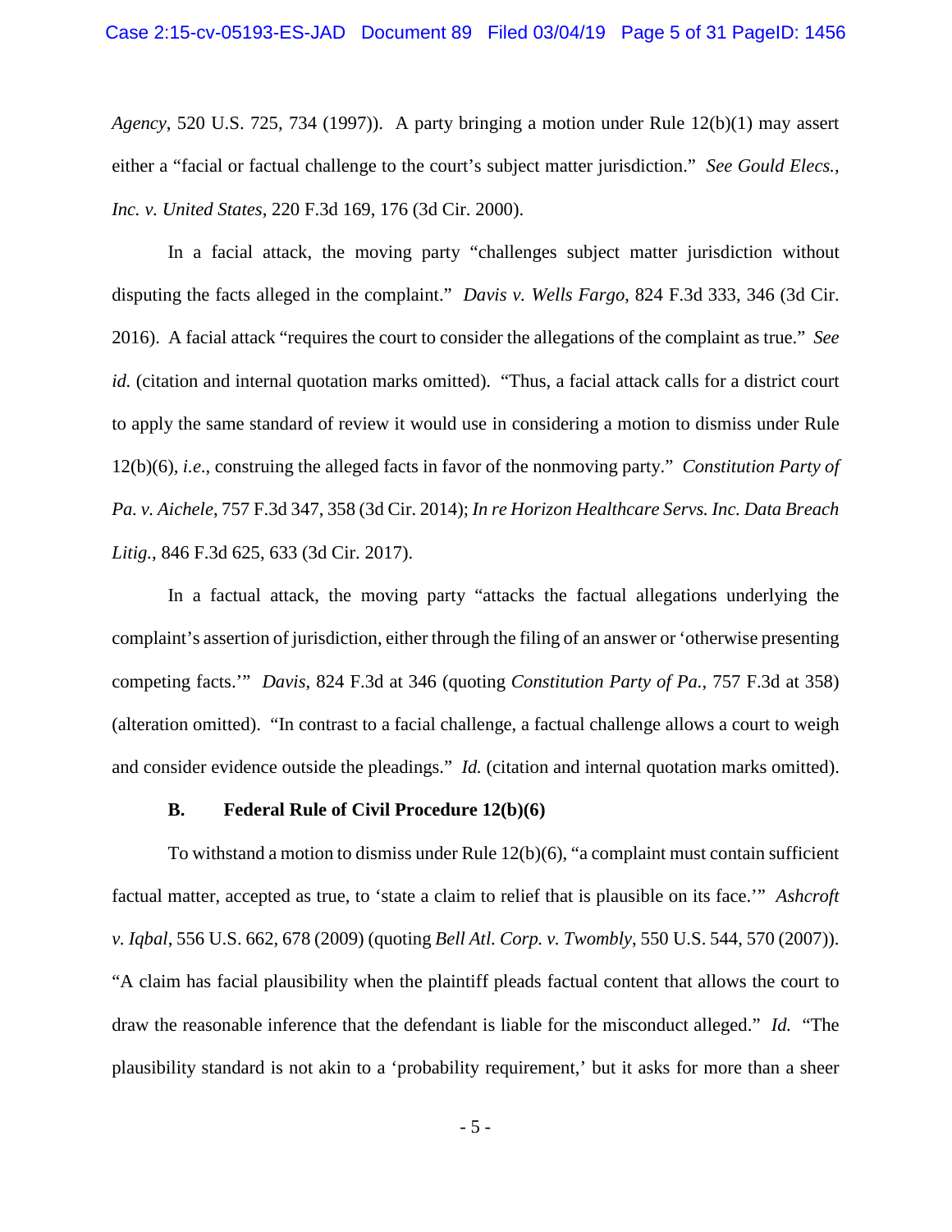*Agency*, 520 U.S. 725, 734 (1997)). A party bringing a motion under Rule 12(b)(1) may assert either a "facial or factual challenge to the court's subject matter jurisdiction." *See Gould Elecs., Inc. v. United States*, 220 F.3d 169, 176 (3d Cir. 2000).

In a facial attack, the moving party "challenges subject matter jurisdiction without disputing the facts alleged in the complaint." *Davis v. Wells Fargo*, 824 F.3d 333, 346 (3d Cir. 2016). A facial attack "requires the court to consider the allegations of the complaint as true." *See id.* (citation and internal quotation marks omitted). "Thus, a facial attack calls for a district court to apply the same standard of review it would use in considering a motion to dismiss under Rule 12(b)(6), *i.e.*, construing the alleged facts in favor of the nonmoving party." *Constitution Party of Pa. v. Aichele*, 757 F.3d 347, 358 (3d Cir. 2014); *In re Horizon Healthcare Servs. Inc. Data Breach Litig.*, 846 F.3d 625, 633 (3d Cir. 2017).

In a factual attack, the moving party "attacks the factual allegations underlying the complaint's assertion of jurisdiction, either through the filing of an answer or 'otherwise presenting competing facts.'" *Davis*, 824 F.3d at 346 (quoting *Constitution Party of Pa.*, 757 F.3d at 358) (alteration omitted). "In contrast to a facial challenge, a factual challenge allows a court to weigh and consider evidence outside the pleadings." *Id.* (citation and internal quotation marks omitted).

### B. Federal Rule of Civil Procedure 12(b)(6)

To withstand a motion to dismiss under Rule 12(b)(6), "a complaint must contain sufficient factual matter, accepted as true, to 'state a claim to relief that is plausible on its face.'" *Ashcroft v. Iqbal*, 556 U.S. 662, 678 (2009) (quoting *Bell Atl. Corp. v. Twombly*, 550 U.S. 544, 570 (2007)). "A claim has facial plausibility when the plaintiff pleads factual content that allows the court to draw the reasonable inference that the defendant is liable for the misconduct alleged." *Id.* "The plausibility standard is not akin to a 'probability requirement,' but it asks for more than a sheer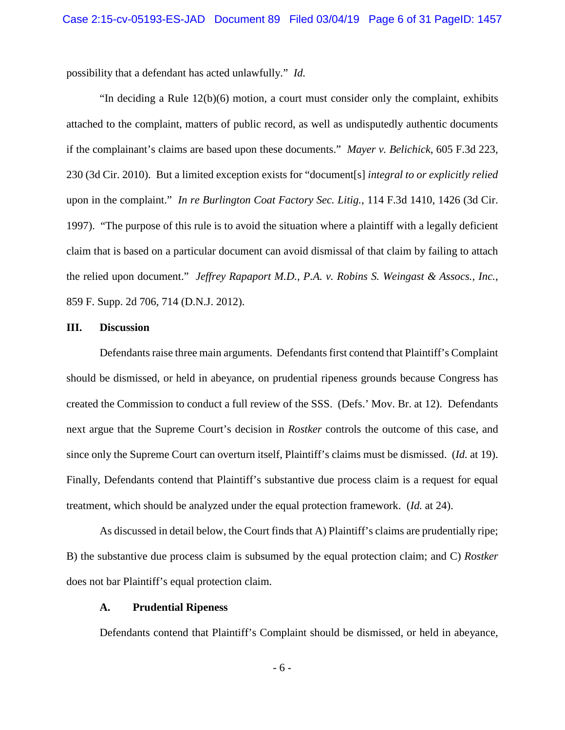possibility that a defendant has acted unlawfully." *Id.*

"In deciding a Rule 12(b)(6) motion, a court must consider only the complaint, exhibits attached to the complaint, matters of public record, as well as undisputedly authentic documents if the complainant's claims are based upon these documents." *Mayer v. Belichick*, 605 F.3d 223, 230 (3d Cir. 2010). But a limited exception exists for "document[s] *integral to or explicitly relied* upon in the complaint." *In re Burlington Coat Factory Sec. Litig.*, 114 F.3d 1410, 1426 (3d Cir. 1997). "The purpose of this rule is to avoid the situation where a plaintiff with a legally deficient claim that is based on a particular document can avoid dismissal of that claim by failing to attach the relied upon document." *Jeffrey Rapaport M.D., P.A. v. Robins S. Weingast & Assocs., Inc.*, 859 F. Supp. 2d 706, 714 (D.N.J. 2012).

## III. Discussion

Defendants raise three main arguments. Defendants first contend that Plaintiff's Complaint should be dismissed, or held in abeyance, on prudential ripeness grounds because Congress has created the Commission to conduct a full review of the SSS. (Defs.' Mov. Br. at 12). Defendants next argue that the Supreme Court's decision in *Rostker* controls the outcome of this case, and since only the Supreme Court can overturn itself, Plaintiff's claims must be dismissed. (*Id.* at 19). Finally, Defendants contend that Plaintiff's substantive due process claim is a request for equal treatment, which should be analyzed under the equal protection framework. (*Id.* at 24).

As discussed in detail below, the Court finds that A) Plaintiff's claims are prudentially ripe; B) the substantive due process claim is subsumed by the equal protection claim; and C) *Rostker* does not bar Plaintiff's equal protection claim.

### A. Prudential Ripeness

Defendants contend that Plaintiff's Complaint should be dismissed, or held in abeyance,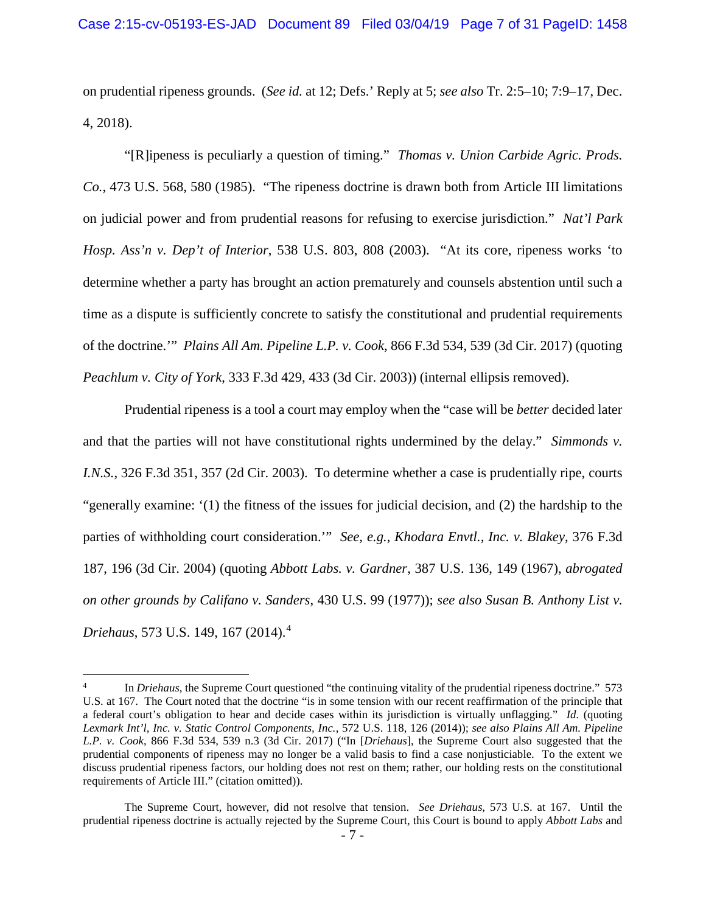on prudential ripeness grounds. (*See id.* at 12; Defs.' Reply at 5; *see also* Tr. 2:5–10; 7:9–17, Dec. 4, 2018).

"[R]ipeness is peculiarly a question of timing." *Thomas v. Union Carbide Agric. Prods. Co.*, 473 U.S. 568, 580 (1985). "The ripeness doctrine is drawn both from Article III limitations on judicial power and from prudential reasons for refusing to exercise jurisdiction." *Nat'l Park Hosp. Ass'n v. Dep't of Interior*, 538 U.S. 803, 808 (2003). "At its core, ripeness works 'to determine whether a party has brought an action prematurely and counsels abstention until such a time as a dispute is sufficiently concrete to satisfy the constitutional and prudential requirements of the doctrine.'" *Plains All Am. Pipeline L.P. v. Cook*, 866 F.3d 534, 539 (3d Cir. 2017) (quoting *Peachlum v. City of York*, 333 F.3d 429, 433 (3d Cir. 2003)) (internal ellipsis removed).

Prudential ripeness is a tool a court may employ when the "case will be *better* decided later and that the parties will not have constitutional rights undermined by the delay." *Simmonds v. I.N.S.*, 326 F.3d 351, 357 (2d Cir. 2003). To determine whether a case is prudentially ripe, courts "generally examine: '(1) the fitness of the issues for judicial decision, and (2) the hardship to the parties of withholding court consideration.'" *See, e.g.*, *Khodara Envtl., Inc. v. Blakey*, 376 F.3d 187, 196 (3d Cir. 2004) (quoting *Abbott Labs. v. Gardner*, 387 U.S. 136, 149 (1967), *abrogated on other grounds by Califano v. Sanders*, 430 U.S. 99 (1977)); *see also Susan B. Anthony List v. Driehaus*, 573 U.S. 149, 167 (2014).[4]

---

[4] In *Driehaus*, the Supreme Court questioned "the continuing vitality of the prudential ripeness doctrine." 573 U.S. at 167. The Court noted that the doctrine "is in some tension with our recent reaffirmation of the principle that a federal court's obligation to hear and decide cases within its jurisdiction is virtually unflagging." *Id.* (quoting *Lexmark Int'l, Inc. v. Static Control Components, Inc.*, 572 U.S. 118, 126 (2014)); *see also Plains All Am. Pipeline L.P. v. Cook*, 866 F.3d 534, 539 n.3 (3d Cir. 2017) ("In [*Driehaus*], the Supreme Court also suggested that the prudential components of ripeness may no longer be a valid basis to find a case nonjusticiable. To the extent we discuss prudential ripeness factors, our holding does not rest on them; rather, our holding rests on the constitutional requirements of Article III." (citation omitted)).

The Supreme Court, however, did not resolve that tension. *See Driehaus*, 573 U.S. at 167. Until the prudential ripeness doctrine is actually rejected by the Supreme Court, this Court is bound to apply *Abbott Labs* and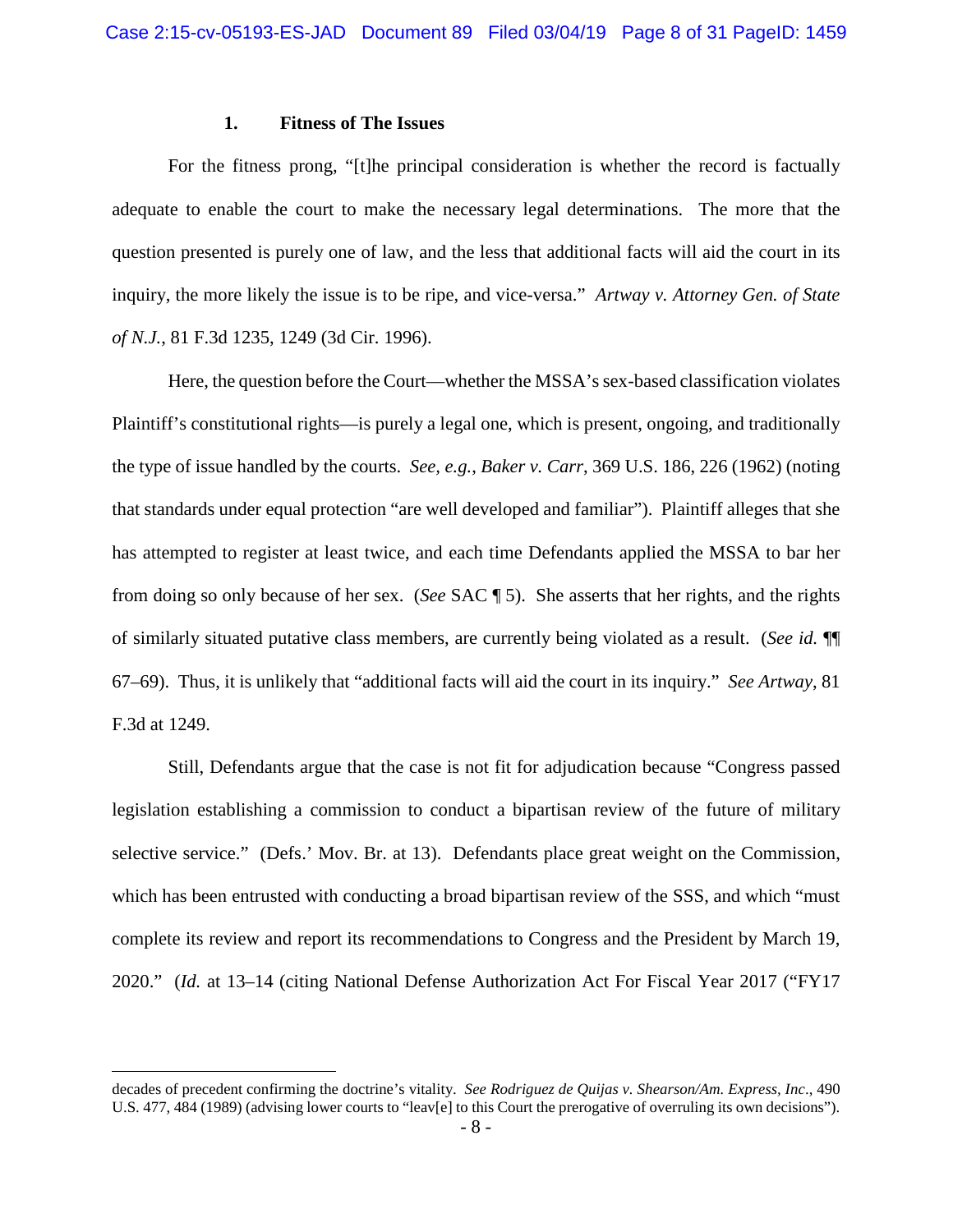### 1. Fitness of The Issues

For the fitness prong, "[t]he principal consideration is whether the record is factually adequate to enable the court to make the necessary legal determinations. The more that the question presented is purely one of law, and the less that additional facts will aid the court in its inquiry, the more likely the issue is to be ripe, and vice-versa." *Artway v. Attorney Gen. of State of N.J.*, 81 F.3d 1235, 1249 (3d Cir. 1996).

Here, the question before the Court—whether the MSSA's sex-based classification violates Plaintiff's constitutional rights—is purely a legal one, which is present, ongoing, and traditionally the type of issue handled by the courts. *See, e.g.*, *Baker v. Carr*, 369 U.S. 186, 226 (1962) (noting that standards under equal protection "are well developed and familiar"). Plaintiff alleges that she has attempted to register at least twice, and each time Defendants applied the MSSA to bar her from doing so only because of her sex. (*See* SAC ¶ 5). She asserts that her rights, and the rights of similarly situated putative class members, are currently being violated as a result. (*See id.* ¶¶ 67–69). Thus, it is unlikely that "additional facts will aid the court in its inquiry." *See Artway*, 81 F.3d at 1249.

Still, Defendants argue that the case is not fit for adjudication because "Congress passed legislation establishing a commission to conduct a bipartisan review of the future of military selective service." (Defs.' Mov. Br. at 13). Defendants place great weight on the Commission, which has been entrusted with conducting a broad bipartisan review of the SSS, and which "must complete its review and report its recommendations to Congress and the President by March 19, 2020." (*Id.* at 13–14 (citing National Defense Authorization Act For Fiscal Year 2017 ("FY17

---

decades of precedent confirming the doctrine's vitality. *See Rodriguez de Quijas v. Shearson/Am. Express, Inc.*, 490 U.S. 477, 484 (1989) (advising lower courts to "leav[e] to this Court the prerogative of overruling its own decisions").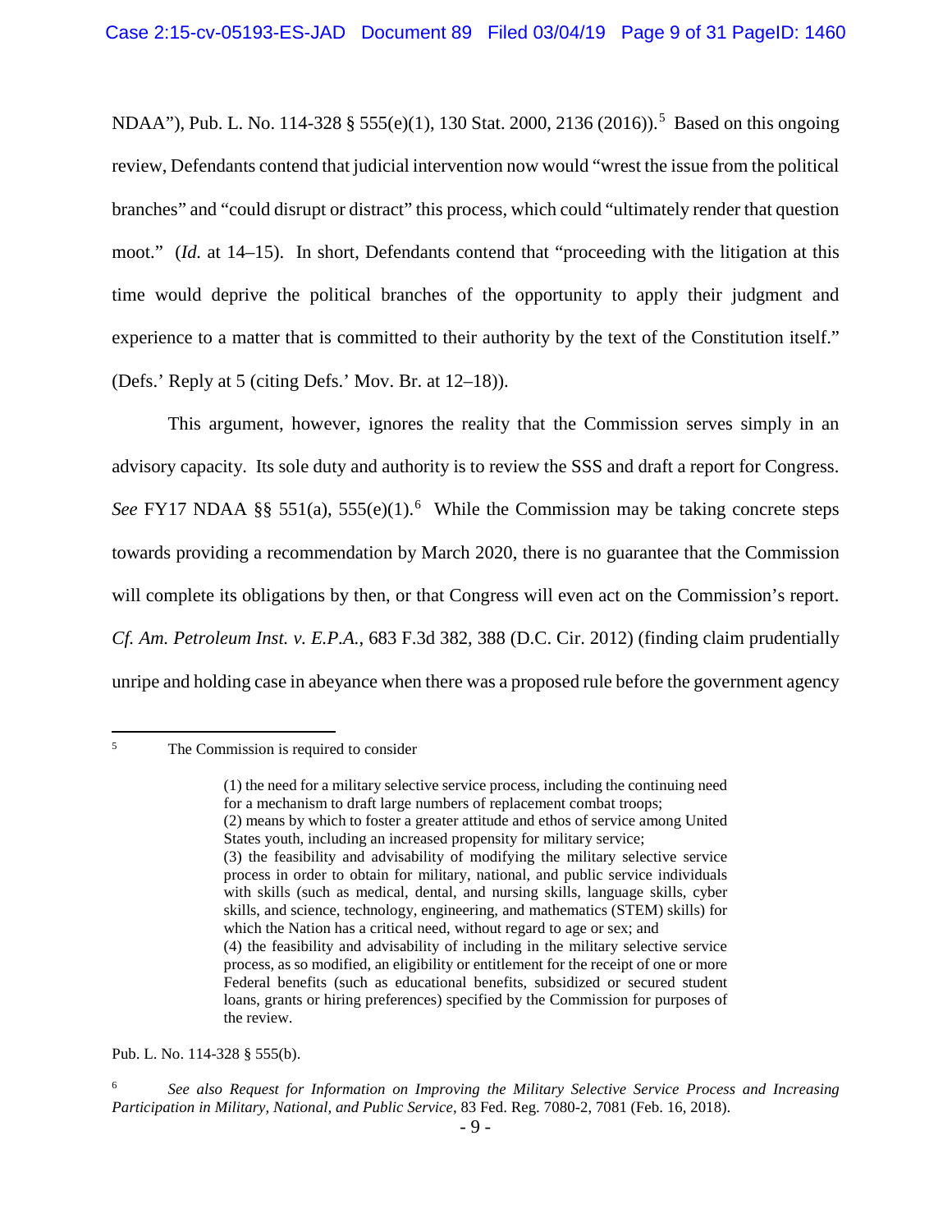NDAA"), Pub. L. No. 114-328 § 555(e)(1), 130 Stat. 2000, 2136 (2016)).[5] Based on this ongoing review, Defendants contend that judicial intervention now would "wrest the issue from the political branches" and "could disrupt or distract" this process, which could "ultimately render that question moot." (*Id.* at 14–15). In short, Defendants contend that "proceeding with the litigation at this time would deprive the political branches of the opportunity to apply their judgment and experience to a matter that is committed to their authority by the text of the Constitution itself." (Defs.' Reply at 5 (citing Defs.' Mov. Br. at 12–18)).

This argument, however, ignores the reality that the Commission serves simply in an advisory capacity. Its sole duty and authority is to review the SSS and draft a report for Congress. *See* FY17 NDAA §§ 551(a), 555(e)(1).[6] While the Commission may be taking concrete steps towards providing a recommendation by March 2020, there is no guarantee that the Commission will complete its obligations by then, or that Congress will even act on the Commission's report. *Cf. Am. Petroleum Inst. v. E.P.A.*, 683 F.3d 382, 388 (D.C. Cir. 2012) (finding claim prudentially unripe and holding case in abeyance when there was a proposed rule before the government agency

---

[5] The Commission is required to consider

> (1) the need for a military selective service process, including the continuing need for a mechanism to draft large numbers of replacement combat troops;
> (2) means by which to foster a greater attitude and ethos of service among United States youth, including an increased propensity for military service;
> (3) the feasibility and advisability of modifying the military selective service process in order to obtain for military, national, and public service individuals with skills (such as medical, dental, and nursing skills, language skills, cyber skills, and science, technology, engineering, and mathematics (STEM) skills) for which the Nation has a critical need, without regard to age or sex; and
> (4) the feasibility and advisability of including in the military selective service process, as so modified, an eligibility or entitlement for the receipt of one or more Federal benefits (such as educational benefits, subsidized or secured student loans, grants or hiring preferences) specified by the Commission for purposes of the review.

Pub. L. No. 114-328 § 555(b).

[6] *See also Request for Information on Improving the Military Selective Service Process and Increasing Participation in Military, National, and Public Service*, 83 Fed. Reg. 7080-2, 7081 (Feb. 16, 2018).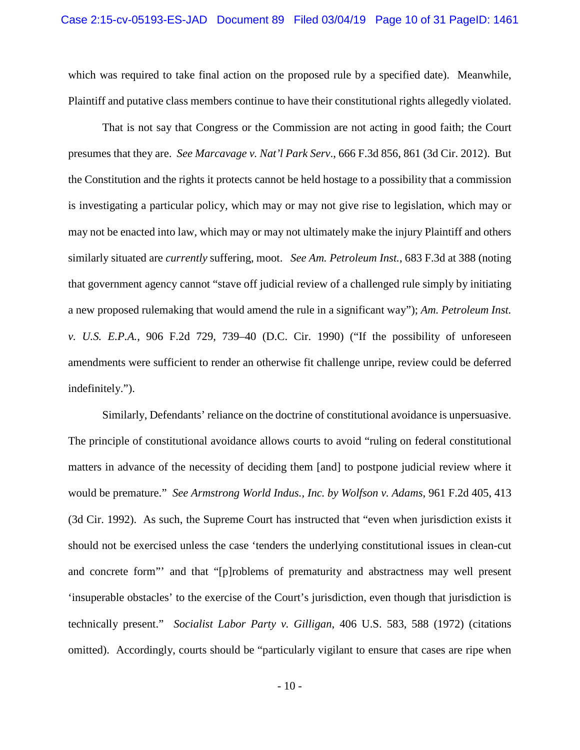which was required to take final action on the proposed rule by a specified date). Meanwhile, Plaintiff and putative class members continue to have their constitutional rights allegedly violated.

That is not say that Congress or the Commission are not acting in good faith; the Court presumes that they are. *See Marcavage v. Nat'l Park Serv.*, 666 F.3d 856, 861 (3d Cir. 2012). But the Constitution and the rights it protects cannot be held hostage to a possibility that a commission is investigating a particular policy, which may or may not give rise to legislation, which may or may not be enacted into law, which may or may not ultimately make the injury Plaintiff and others similarly situated are *currently* suffering, moot. *See Am. Petroleum Inst.*, 683 F.3d at 388 (noting that government agency cannot "stave off judicial review of a challenged rule simply by initiating a new proposed rulemaking that would amend the rule in a significant way"); *Am. Petroleum Inst. v. U.S. E.P.A.*, 906 F.2d 729, 739–40 (D.C. Cir. 1990) ("If the possibility of unforeseen amendments were sufficient to render an otherwise fit challenge unripe, review could be deferred indefinitely.").

Similarly, Defendants' reliance on the doctrine of constitutional avoidance is unpersuasive. The principle of constitutional avoidance allows courts to avoid "ruling on federal constitutional matters in advance of the necessity of deciding them [and] to postpone judicial review where it would be premature." *See Armstrong World Indus., Inc. by Wolfson v. Adams*, 961 F.2d 405, 413 (3d Cir. 1992). As such, the Supreme Court has instructed that "even when jurisdiction exists it should not be exercised unless the case 'tenders the underlying constitutional issues in clean-cut and concrete form"' and that "[p]roblems of prematurity and abstractness may well present 'insuperable obstacles' to the exercise of the Court's jurisdiction, even though that jurisdiction is technically present." *Socialist Labor Party v. Gilligan*, 406 U.S. 583, 588 (1972) (citations omitted). Accordingly, courts should be "particularly vigilant to ensure that cases are ripe when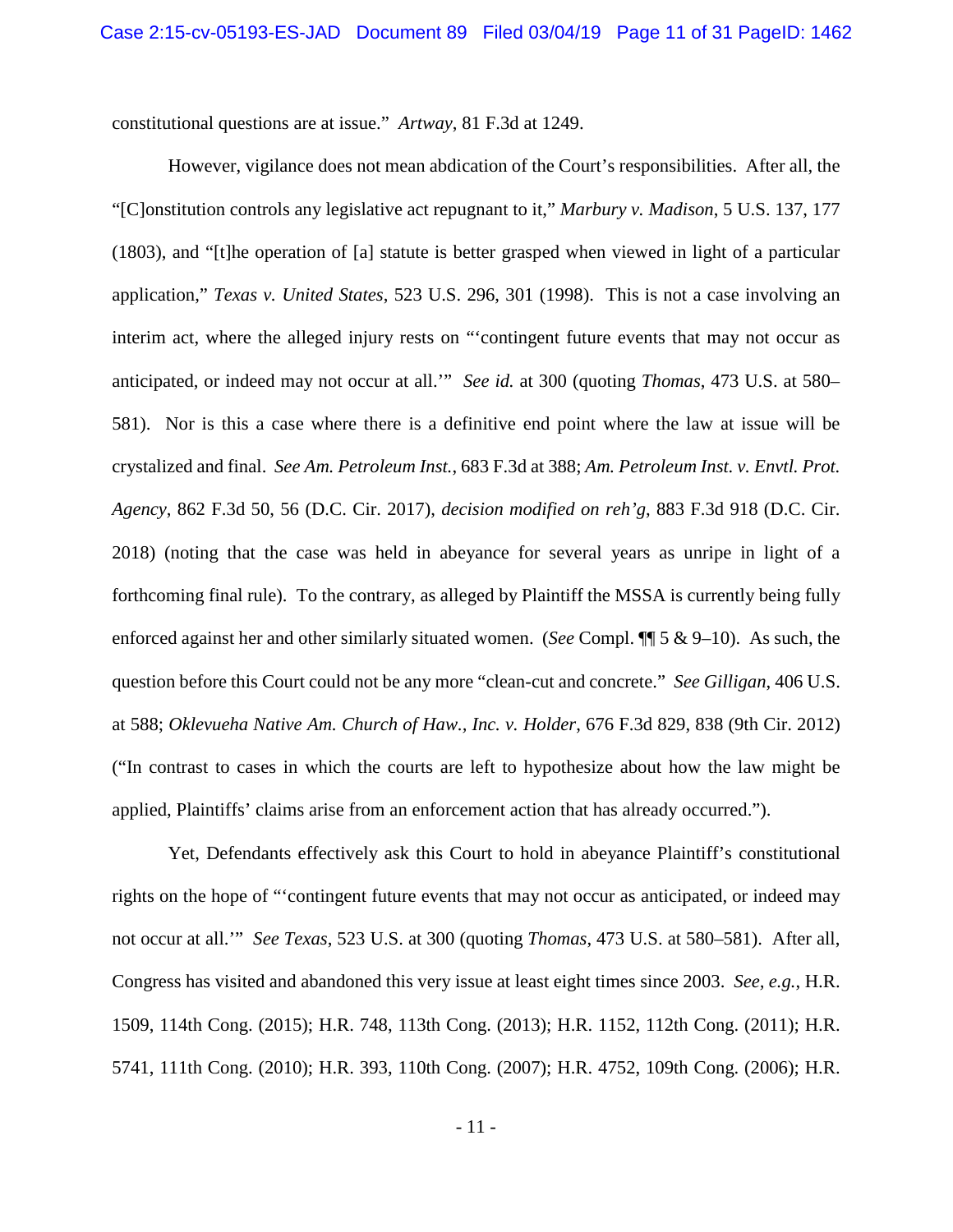constitutional questions are at issue." *Artway*, 81 F.3d at 1249.

However, vigilance does not mean abdication of the Court's responsibilities. After all, the "[C]onstitution controls any legislative act repugnant to it," *Marbury v. Madison*, 5 U.S. 137, 177 (1803), and "[t]he operation of [a] statute is better grasped when viewed in light of a particular application," *Texas v. United States*, 523 U.S. 296, 301 (1998). This is not a case involving an interim act, where the alleged injury rests on "'contingent future events that may not occur as anticipated, or indeed may not occur at all.'" *See id.* at 300 (quoting *Thomas*, 473 U.S. at 580–581). Nor is this a case where there is a definitive end point where the law at issue will be crystalized and final. *See Am. Petroleum Inst.*, 683 F.3d at 388; *Am. Petroleum Inst. v. Envtl. Prot. Agency*, 862 F.3d 50, 56 (D.C. Cir. 2017), *decision modified on reh'g*, 883 F.3d 918 (D.C. Cir. 2018) (noting that the case was held in abeyance for several years as unripe in light of a forthcoming final rule). To the contrary, as alleged by Plaintiff the MSSA is currently being fully enforced against her and other similarly situated women. (*See* Compl. ¶¶ 5 & 9–10). As such, the question before this Court could not be any more "clean-cut and concrete." *See Gilligan*, 406 U.S. at 588; *Oklevueha Native Am. Church of Haw., Inc. v. Holder*, 676 F.3d 829, 838 (9th Cir. 2012) ("In contrast to cases in which the courts are left to hypothesize about how the law might be applied, Plaintiffs' claims arise from an enforcement action that has already occurred.").

Yet, Defendants effectively ask this Court to hold in abeyance Plaintiff's constitutional rights on the hope of "'contingent future events that may not occur as anticipated, or indeed may not occur at all.'" *See Texas*, 523 U.S. at 300 (quoting *Thomas*, 473 U.S. at 580–581). After all, Congress has visited and abandoned this very issue at least eight times since 2003. *See, e.g.*, H.R. 1509, 114th Cong. (2015); H.R. 748, 113th Cong. (2013); H.R. 1152, 112th Cong. (2011); H.R. 5741, 111th Cong. (2010); H.R. 393, 110th Cong. (2007); H.R. 4752, 109th Cong. (2006); H.R.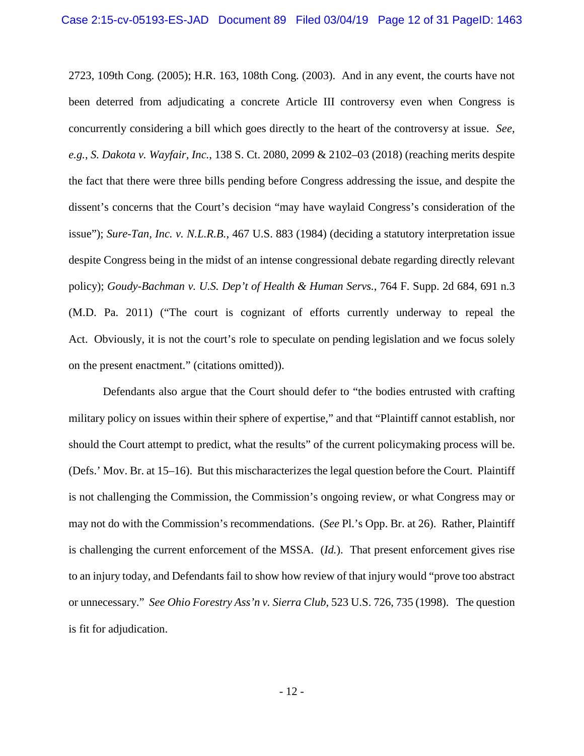2723, 109th Cong. (2005); H.R. 163, 108th Cong. (2003). And in any event, the courts have not been deterred from adjudicating a concrete Article III controversy even when Congress is concurrently considering a bill which goes directly to the heart of the controversy at issue. *See, e.g.*, *S. Dakota v. Wayfair, Inc.*, 138 S. Ct. 2080, 2099 & 2102–03 (2018) (reaching merits despite the fact that there were three bills pending before Congress addressing the issue, and despite the dissent's concerns that the Court's decision "may have waylaid Congress's consideration of the issue"); *Sure-Tan, Inc. v. N.L.R.B.*, 467 U.S. 883 (1984) (deciding a statutory interpretation issue despite Congress being in the midst of an intense congressional debate regarding directly relevant policy); *Goudy-Bachman v. U.S. Dep't of Health & Human Servs.*, 764 F. Supp. 2d 684, 691 n.3 (M.D. Pa. 2011) ("The court is cognizant of efforts currently underway to repeal the Act. Obviously, it is not the court's role to speculate on pending legislation and we focus solely on the present enactment." (citations omitted)).

Defendants also argue that the Court should defer to "the bodies entrusted with crafting military policy on issues within their sphere of expertise," and that "Plaintiff cannot establish, nor should the Court attempt to predict, what the results" of the current policymaking process will be. (Defs.' Mov. Br. at 15–16). But this mischaracterizes the legal question before the Court. Plaintiff is not challenging the Commission, the Commission's ongoing review, or what Congress may or may not do with the Commission's recommendations. (*See* Pl.'s Opp. Br. at 26). Rather, Plaintiff is challenging the current enforcement of the MSSA. (*Id.*). That present enforcement gives rise to an injury today, and Defendants fail to show how review of that injury would "prove too abstract or unnecessary." *See Ohio Forestry Ass'n v. Sierra Club*, 523 U.S. 726, 735 (1998). The question is fit for adjudication.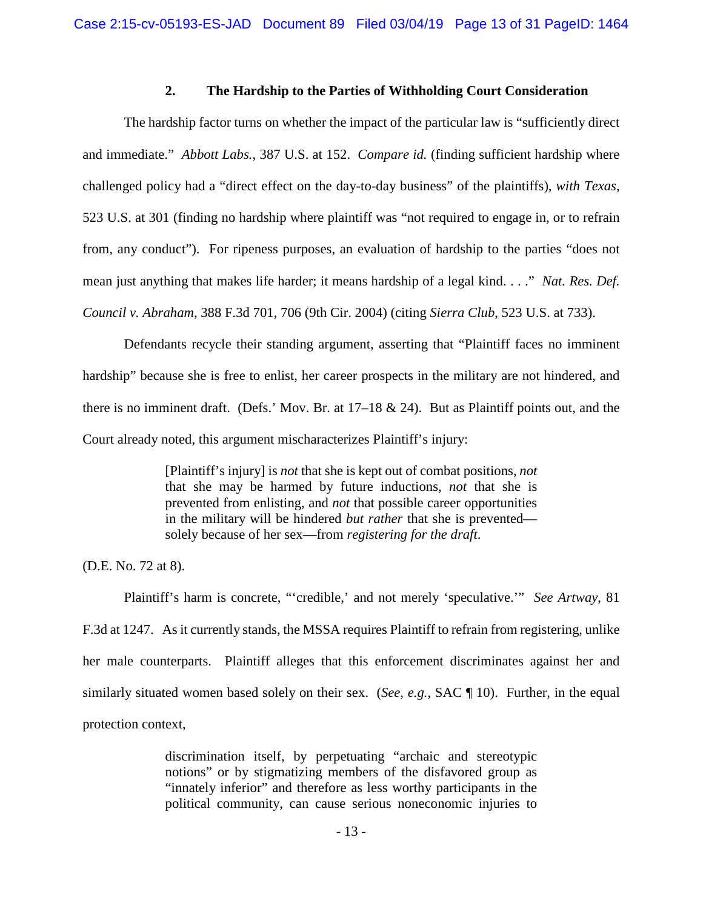### 2. The Hardship to the Parties of Withholding Court Consideration

The hardship factor turns on whether the impact of the particular law is "sufficiently direct and immediate." *Abbott Labs.*, 387 U.S. at 152. *Compare id.* (finding sufficient hardship where challenged policy had a "direct effect on the day-to-day business" of the plaintiffs), *with Texas*, 523 U.S. at 301 (finding no hardship where plaintiff was "not required to engage in, or to refrain from, any conduct"). For ripeness purposes, an evaluation of hardship to the parties "does not mean just anything that makes life harder; it means hardship of a legal kind. . . ." *Nat. Res. Def. Council v. Abraham*, 388 F.3d 701, 706 (9th Cir. 2004) (citing *Sierra Club*, 523 U.S. at 733).

Defendants recycle their standing argument, asserting that "Plaintiff faces no imminent hardship" because she is free to enlist, her career prospects in the military are not hindered, and there is no imminent draft. (Defs.' Mov. Br. at 17–18 & 24). But as Plaintiff points out, and the Court already noted, this argument mischaracterizes Plaintiff's injury:

> [Plaintiff's injury] is *not* that she is kept out of combat positions, *not* that she may be harmed by future inductions, *not* that she is prevented from enlisting, and *not* that possible career opportunities in the military will be hindered *but rather* that she is prevented—solely because of her sex—from *registering for the draft*.

(D.E. No. 72 at 8).

Plaintiff's harm is concrete, "'credible,' and not merely 'speculative.'" *See Artway*, 81 F.3d at 1247. As it currently stands, the MSSA requires Plaintiff to refrain from registering, unlike her male counterparts. Plaintiff alleges that this enforcement discriminates against her and similarly situated women based solely on their sex. (*See, e.g.*, SAC ¶ 10). Further, in the equal protection context,

> discrimination itself, by perpetuating "archaic and stereotypic notions" or by stigmatizing members of the disfavored group as "innately inferior" and therefore as less worthy participants in the political community, can cause serious noneconomic injuries to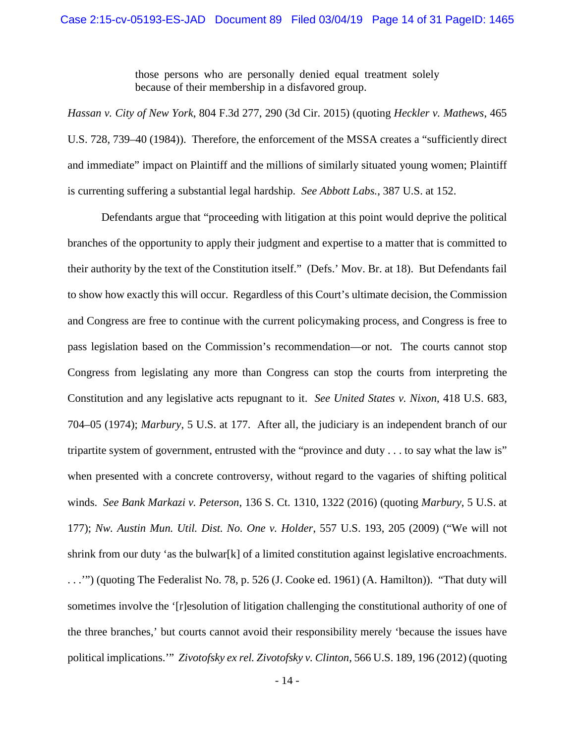> those persons who are personally denied equal treatment solely because of their membership in a disfavored group.

*Hassan v. City of New York*, 804 F.3d 277, 290 (3d Cir. 2015) (quoting *Heckler v. Mathews*, 465 U.S. 728, 739–40 (1984)). Therefore, the enforcement of the MSSA creates a "sufficiently direct and immediate" impact on Plaintiff and the millions of similarly situated young women; Plaintiff is currenting suffering a substantial legal hardship. *See Abbott Labs.*, 387 U.S. at 152.

Defendants argue that "proceeding with litigation at this point would deprive the political branches of the opportunity to apply their judgment and expertise to a matter that is committed to their authority by the text of the Constitution itself." (Defs.' Mov. Br. at 18). But Defendants fail to show how exactly this will occur. Regardless of this Court's ultimate decision, the Commission and Congress are free to continue with the current policymaking process, and Congress is free to pass legislation based on the Commission's recommendation—or not. The courts cannot stop Congress from legislating any more than Congress can stop the courts from interpreting the Constitution and any legislative acts repugnant to it. *See United States v. Nixon*, 418 U.S. 683, 704–05 (1974); *Marbury*, 5 U.S. at 177. After all, the judiciary is an independent branch of our tripartite system of government, entrusted with the "province and duty . . . to say what the law is" when presented with a concrete controversy, without regard to the vagaries of shifting political winds. *See Bank Markazi v. Peterson*, 136 S. Ct. 1310, 1322 (2016) (quoting *Marbury*, 5 U.S. at 177); *Nw. Austin Mun. Util. Dist. No. One v. Holder*, 557 U.S. 193, 205 (2009) ("We will not shrink from our duty 'as the bulwar[k] of a limited constitution against legislative encroachments. . . .'") (quoting The Federalist No. 78, p. 526 (J. Cooke ed. 1961) (A. Hamilton)). "That duty will sometimes involve the '[r]esolution of litigation challenging the constitutional authority of one of the three branches,' but courts cannot avoid their responsibility merely 'because the issues have political implications.'" *Zivotofsky ex rel. Zivotofsky v. Clinton*, 566 U.S. 189, 196 (2012) (quoting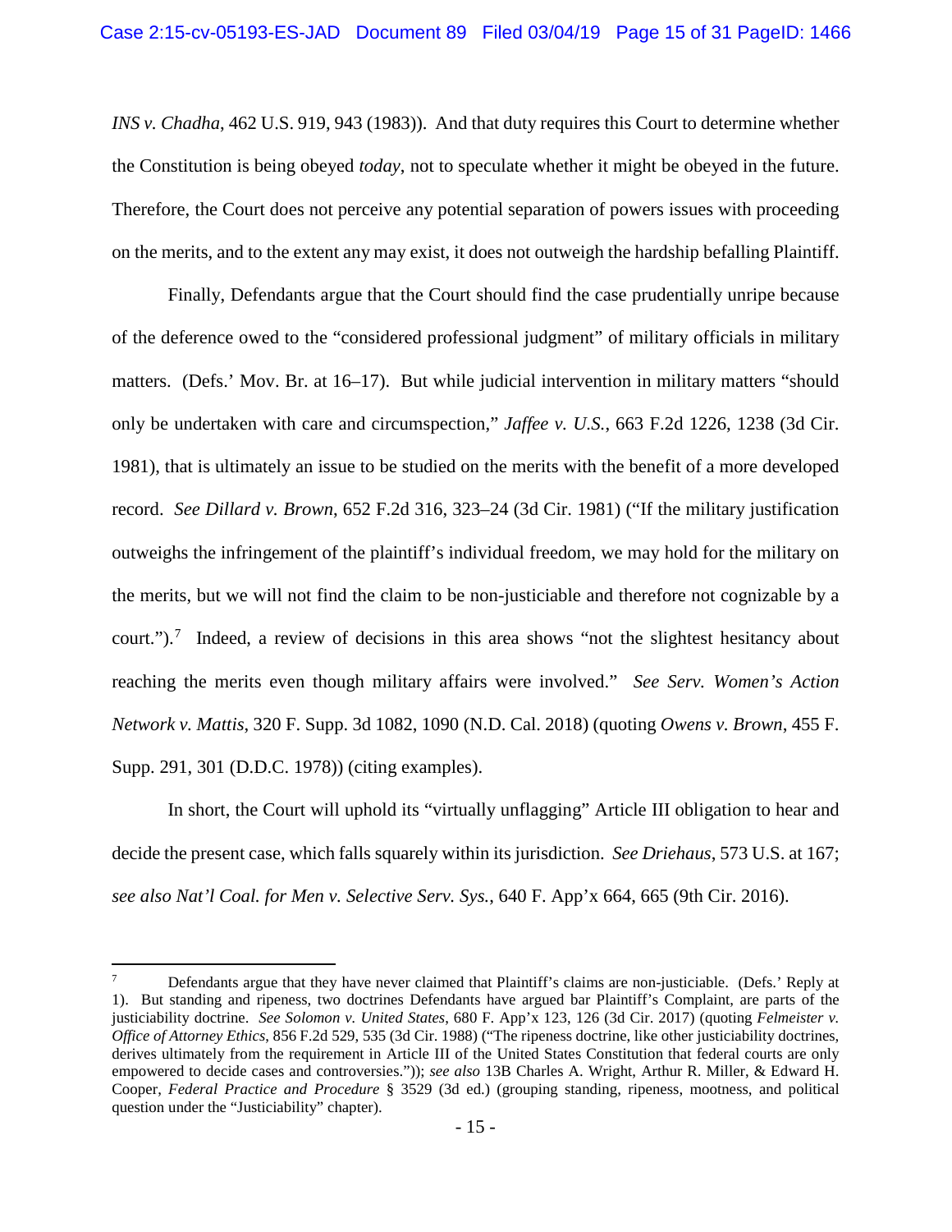*INS v. Chadha*, 462 U.S. 919, 943 (1983)). And that duty requires this Court to determine whether the Constitution is being obeyed *today*, not to speculate whether it might be obeyed in the future. Therefore, the Court does not perceive any potential separation of powers issues with proceeding on the merits, and to the extent any may exist, it does not outweigh the hardship befalling Plaintiff.

Finally, Defendants argue that the Court should find the case prudentially unripe because of the deference owed to the "considered professional judgment" of military officials in military matters. (Defs.' Mov. Br. at 16–17). But while judicial intervention in military matters "should only be undertaken with care and circumspection," *Jaffee v. U.S.*, 663 F.2d 1226, 1238 (3d Cir. 1981), that is ultimately an issue to be studied on the merits with the benefit of a more developed record. *See Dillard v. Brown*, 652 F.2d 316, 323–24 (3d Cir. 1981) ("If the military justification outweighs the infringement of the plaintiff's individual freedom, we may hold for the military on the merits, but we will not find the claim to be non-justiciable and therefore not cognizable by a court.").[7] Indeed, a review of decisions in this area shows "not the slightest hesitancy about reaching the merits even though military affairs were involved." *See Serv. Women's Action Network v. Mattis*, 320 F. Supp. 3d 1082, 1090 (N.D. Cal. 2018) (quoting *Owens v. Brown*, 455 F. Supp. 291, 301 (D.D.C. 1978)) (citing examples).

In short, the Court will uphold its "virtually unflagging" Article III obligation to hear and decide the present case, which falls squarely within its jurisdiction. *See Driehaus*, 573 U.S. at 167; *see also Nat'l Coal. for Men v. Selective Serv. Sys.*, 640 F. App'x 664, 665 (9th Cir. 2016).

---

[7] Defendants argue that they have never claimed that Plaintiff's claims are non-justiciable. (Defs.' Reply at 1). But standing and ripeness, two doctrines Defendants have argued bar Plaintiff's Complaint, are parts of the justiciability doctrine. *See Solomon v. United States*, 680 F. App'x 123, 126 (3d Cir. 2017) (quoting *Felmeister v. Office of Attorney Ethics*, 856 F.2d 529, 535 (3d Cir. 1988) ("The ripeness doctrine, like other justiciability doctrines, derives ultimately from the requirement in Article III of the United States Constitution that federal courts are only empowered to decide cases and controversies.")); *see also* 13B Charles A. Wright, Arthur R. Miller, & Edward H. Cooper, *Federal Practice and Procedure* § 3529 (3d ed.) (grouping standing, ripeness, mootness, and political question under the "Justiciability" chapter).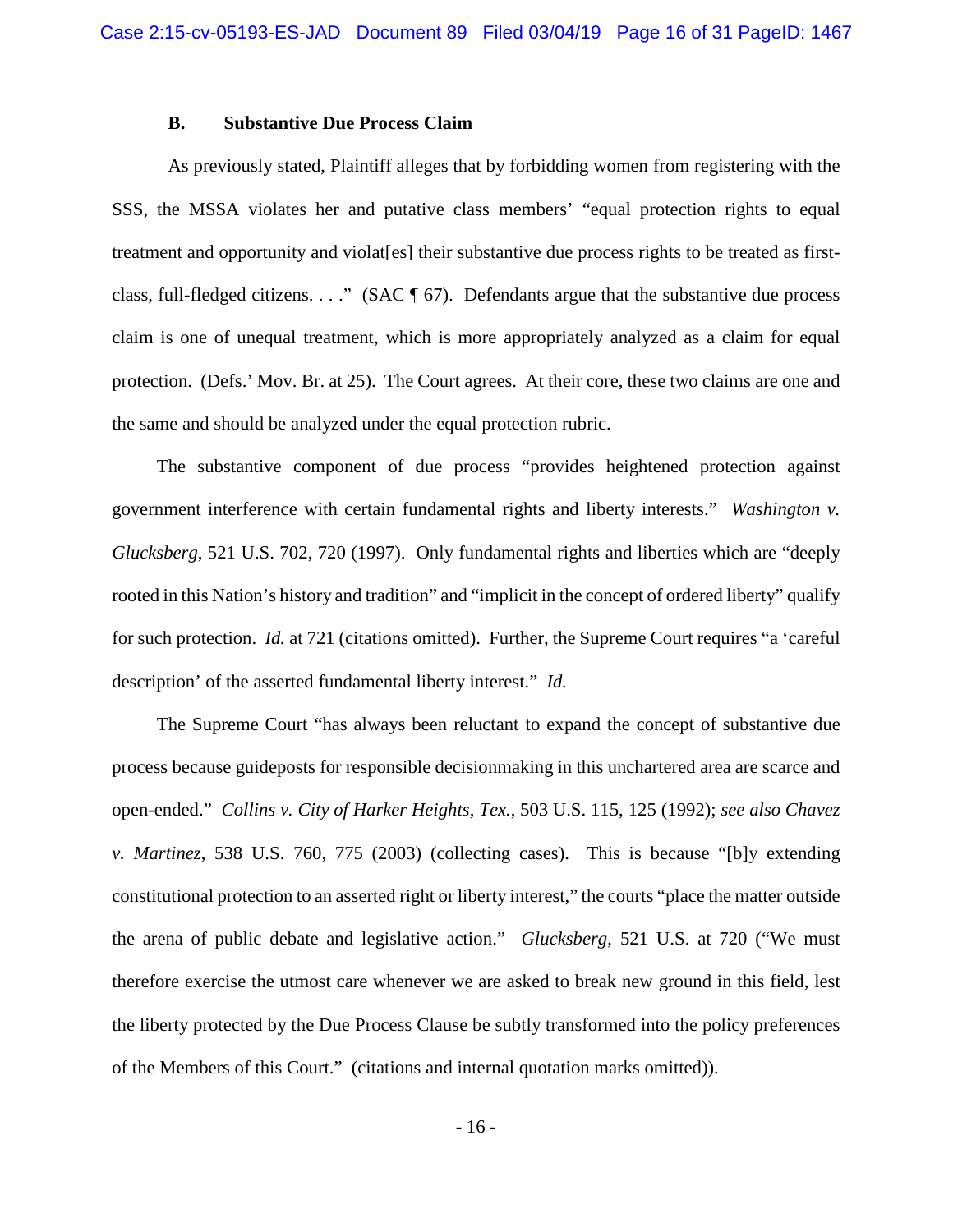### B. Substantive Due Process Claim

As previously stated, Plaintiff alleges that by forbidding women from registering with the SSS, the MSSA violates her and putative class members' "equal protection rights to equal treatment and opportunity and violat[es] their substantive due process rights to be treated as first-class, full-fledged citizens. . . ." (SAC ¶ 67). Defendants argue that the substantive due process claim is one of unequal treatment, which is more appropriately analyzed as a claim for equal protection. (Defs.' Mov. Br. at 25). The Court agrees. At their core, these two claims are one and the same and should be analyzed under the equal protection rubric.

The substantive component of due process "provides heightened protection against government interference with certain fundamental rights and liberty interests." *Washington v. Glucksberg*, 521 U.S. 702, 720 (1997). Only fundamental rights and liberties which are "deeply rooted in this Nation's history and tradition" and "implicit in the concept of ordered liberty" qualify for such protection. *Id.* at 721 (citations omitted). Further, the Supreme Court requires "a 'careful description' of the asserted fundamental liberty interest." *Id.*

The Supreme Court "has always been reluctant to expand the concept of substantive due process because guideposts for responsible decisionmaking in this unchartered area are scarce and open-ended." *Collins v. City of Harker Heights, Tex.*, 503 U.S. 115, 125 (1992); *see also Chavez v. Martinez*, 538 U.S. 760, 775 (2003) (collecting cases). This is because "[b]y extending constitutional protection to an asserted right or liberty interest," the courts "place the matter outside the arena of public debate and legislative action." *Glucksberg*, 521 U.S. at 720 ("We must therefore exercise the utmost care whenever we are asked to break new ground in this field, lest the liberty protected by the Due Process Clause be subtly transformed into the policy preferences of the Members of this Court." (citations and internal quotation marks omitted)).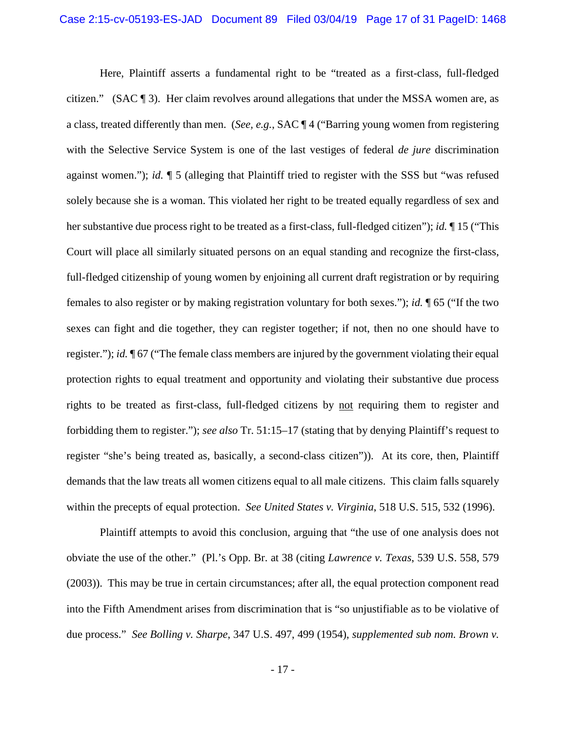Here, Plaintiff asserts a fundamental right to be "treated as a first-class, full-fledged citizen." (SAC ¶ 3). Her claim revolves around allegations that under the MSSA women are, as a class, treated differently than men. (*See, e.g.*, SAC ¶ 4 ("Barring young women from registering with the Selective Service System is one of the last vestiges of federal *de jure* discrimination against women."); *id.* ¶ 5 (alleging that Plaintiff tried to register with the SSS but "was refused solely because she is a woman. This violated her right to be treated equally regardless of sex and her substantive due process right to be treated as a first-class, full-fledged citizen"); *id.* ¶ 15 ("This Court will place all similarly situated persons on an equal standing and recognize the first-class, full-fledged citizenship of young women by enjoining all current draft registration or by requiring females to also register or by making registration voluntary for both sexes."); *id.* ¶ 65 ("If the two sexes can fight and die together, they can register together; if not, then no one should have to register."); *id.* ¶ 67 ("The female class members are injured by the government violating their equal protection rights to equal treatment and opportunity and violating their substantive due process rights to be treated as first-class, full-fledged citizens by <u>not</u> requiring them to register and forbidding them to register."); *see also* Tr. 51:15–17 (stating that by denying Plaintiff's request to register "she's being treated as, basically, a second-class citizen")). At its core, then, Plaintiff demands that the law treats all women citizens equal to all male citizens. This claim falls squarely within the precepts of equal protection. *See United States v. Virginia*, 518 U.S. 515, 532 (1996).

Plaintiff attempts to avoid this conclusion, arguing that "the use of one analysis does not obviate the use of the other." (Pl.'s Opp. Br. at 38 (citing *Lawrence v. Texas*, 539 U.S. 558, 579 (2003)). This may be true in certain circumstances; after all, the equal protection component read into the Fifth Amendment arises from discrimination that is "so unjustifiable as to be violative of due process." *See Bolling v. Sharpe*, 347 U.S. 497, 499 (1954), *supplemented sub nom. Brown v.*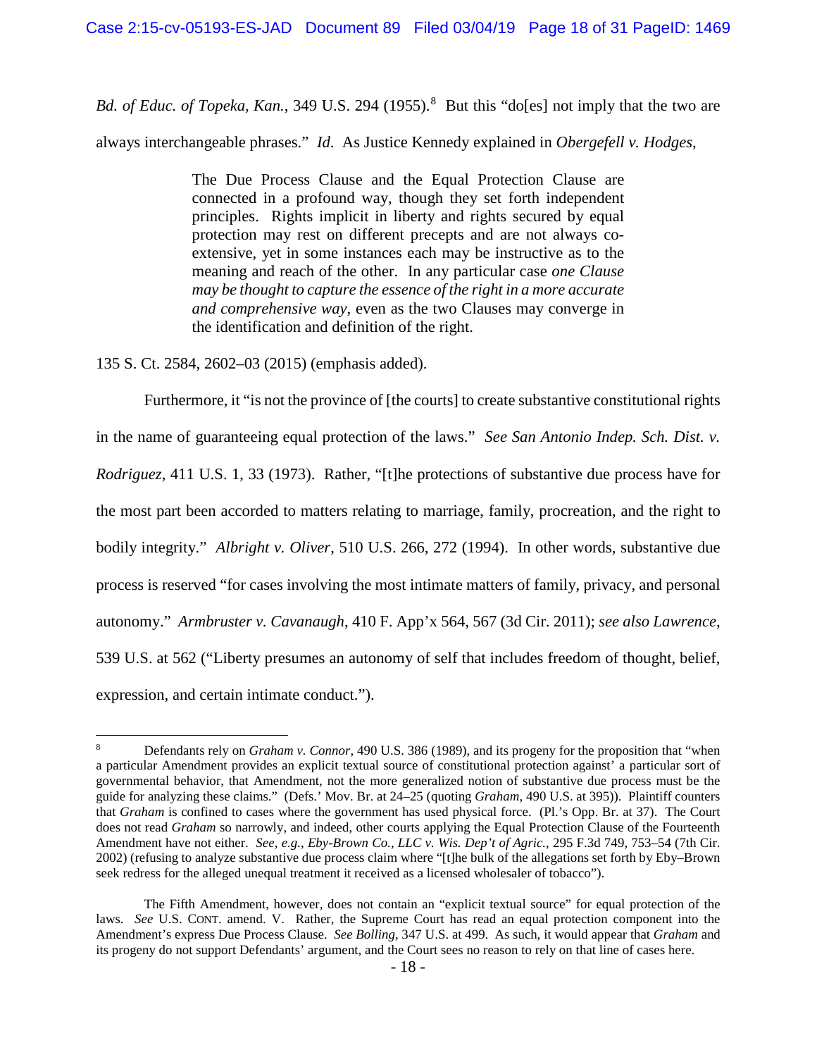*Bd. of Educ. of Topeka, Kan.*, 349 U.S. 294 (1955).[8] But this "do[es] not imply that the two are always interchangeable phrases." *Id*. As Justice Kennedy explained in *Obergefell v. Hodges*,

> The Due Process Clause and the Equal Protection Clause are connected in a profound way, though they set forth independent principles. Rights implicit in liberty and rights secured by equal protection may rest on different precepts and are not always co-extensive, yet in some instances each may be instructive as to the meaning and reach of the other. In any particular case *one Clause may be thought to capture the essence of the right in a more accurate and comprehensive way*, even as the two Clauses may converge in the identification and definition of the right.

135 S. Ct. 2584, 2602–03 (2015) (emphasis added).

Furthermore, it "is not the province of [the courts] to create substantive constitutional rights in the name of guaranteeing equal protection of the laws." *See San Antonio Indep. Sch. Dist. v. Rodriguez*, 411 U.S. 1, 33 (1973). Rather, "[t]he protections of substantive due process have for the most part been accorded to matters relating to marriage, family, procreation, and the right to bodily integrity." *Albright v. Oliver*, 510 U.S. 266, 272 (1994). In other words, substantive due process is reserved "for cases involving the most intimate matters of family, privacy, and personal autonomy." *Armbruster v. Cavanaugh*, 410 F. App'x 564, 567 (3d Cir. 2011); *see also Lawrence*, 539 U.S. at 562 ("Liberty presumes an autonomy of self that includes freedom of thought, belief, expression, and certain intimate conduct.").

---

[8] Defendants rely on *Graham v. Connor*, 490 U.S. 386 (1989), and its progeny for the proposition that "when a particular Amendment provides an explicit textual source of constitutional protection against' a particular sort of governmental behavior, that Amendment, not the more generalized notion of substantive due process must be the guide for analyzing these claims." (Defs.' Mov. Br. at 24–25 (quoting *Graham*, 490 U.S. at 395)). Plaintiff counters that *Graham* is confined to cases where the government has used physical force. (Pl.'s Opp. Br. at 37). The Court does not read *Graham* so narrowly, and indeed, other courts applying the Equal Protection Clause of the Fourteenth Amendment have not either. *See, e.g.*, *Eby-Brown Co., LLC v. Wis. Dep't of Agric.*, 295 F.3d 749, 753–54 (7th Cir. 2002) (refusing to analyze substantive due process claim where "[t]he bulk of the allegations set forth by Eby–Brown seek redress for the alleged unequal treatment it received as a licensed wholesaler of tobacco").

The Fifth Amendment, however, does not contain an "explicit textual source" for equal protection of the laws. *See* U.S. CONST. amend. V. Rather, the Supreme Court has read an equal protection component into the Amendment's express Due Process Clause. *See Bolling*, 347 U.S. at 499. As such, it would appear that *Graham* and its progeny do not support Defendants' argument, and the Court sees no reason to rely on that line of cases here.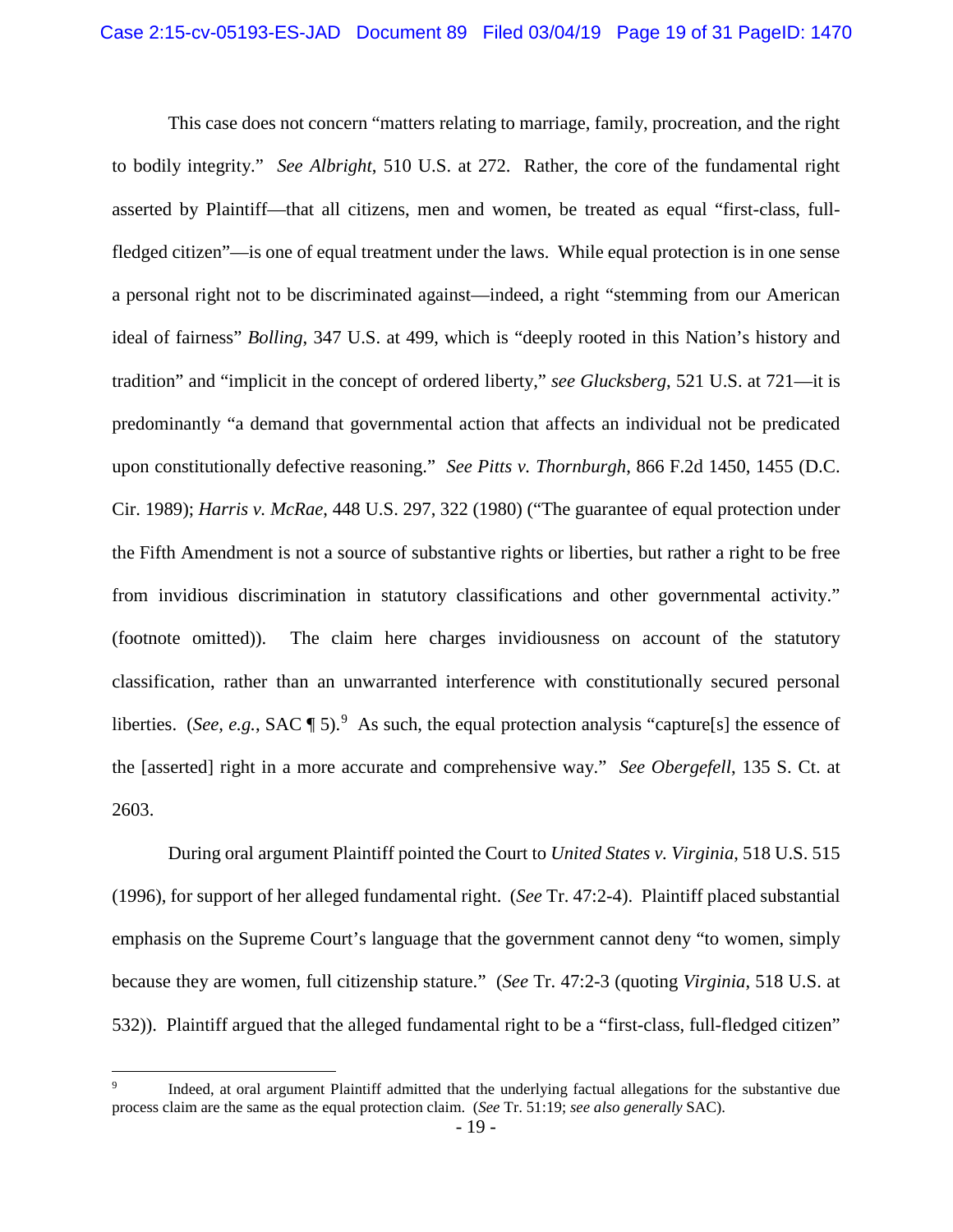This case does not concern "matters relating to marriage, family, procreation, and the right to bodily integrity." *See Albright*, 510 U.S. at 272. Rather, the core of the fundamental right asserted by Plaintiff—that all citizens, men and women, be treated as equal "first-class, full-fledged citizen"—is one of equal treatment under the laws. While equal protection is in one sense a personal right not to be discriminated against—indeed, a right "stemming from our American ideal of fairness" *Bolling*, 347 U.S. at 499, which is "deeply rooted in this Nation's history and tradition" and "implicit in the concept of ordered liberty," *see Glucksberg*, 521 U.S. at 721—it is predominantly "a demand that governmental action that affects an individual not be predicated upon constitutionally defective reasoning." *See Pitts v. Thornburgh*, 866 F.2d 1450, 1455 (D.C. Cir. 1989); *Harris v. McRae*, 448 U.S. 297, 322 (1980) ("The guarantee of equal protection under the Fifth Amendment is not a source of substantive rights or liberties, but rather a right to be free from invidious discrimination in statutory classifications and other governmental activity." (footnote omitted)). The claim here charges invidiousness on account of the statutory classification, rather than an unwarranted interference with constitutionally secured personal liberties. (*See, e.g.*, SAC ¶ 5).[9] As such, the equal protection analysis "capture[s] the essence of the [asserted] right in a more accurate and comprehensive way." *See Obergefell*, 135 S. Ct. at 2603.

During oral argument Plaintiff pointed the Court to *United States v. Virginia*, 518 U.S. 515 (1996), for support of her alleged fundamental right. (*See* Tr. 47:2-4). Plaintiff placed substantial emphasis on the Supreme Court's language that the government cannot deny "to women, simply because they are women, full citizenship stature." (*See* Tr. 47:2-3 (quoting *Virginia*, 518 U.S. at 532)). Plaintiff argued that the alleged fundamental right to be a "first-class, full-fledged citizen"

---

[9] Indeed, at oral argument Plaintiff admitted that the underlying factual allegations for the substantive due process claim are the same as the equal protection claim. (*See* Tr. 51:19; *see also generally* SAC).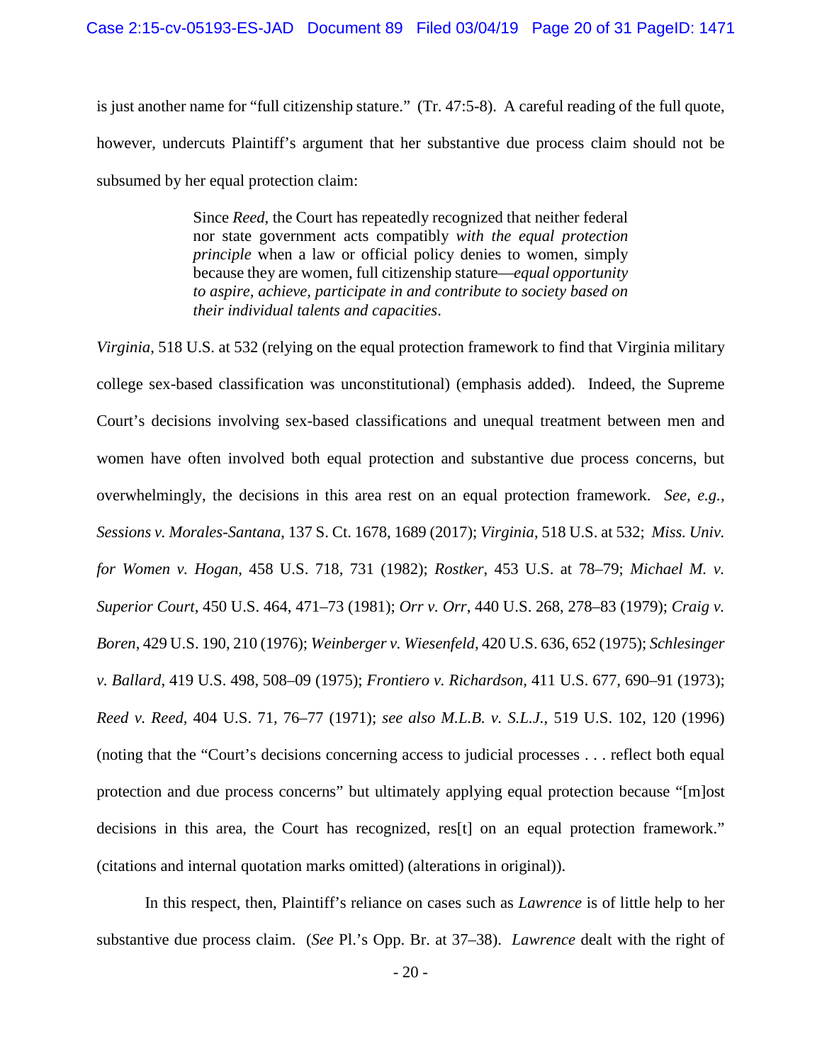is just another name for "full citizenship stature." (Tr. 47:5-8). A careful reading of the full quote, however, undercuts Plaintiff's argument that her substantive due process claim should not be subsumed by her equal protection claim:

> Since *Reed*, the Court has repeatedly recognized that neither federal nor state government acts compatibly *with the equal protection principle* when a law or official policy denies to women, simply because they are women, full citizenship stature—*equal opportunity to aspire, achieve, participate in and contribute to society based on their individual talents and capacities*.

*Virginia*, 518 U.S. at 532 (relying on the equal protection framework to find that Virginia military college sex-based classification was unconstitutional) (emphasis added). Indeed, the Supreme Court's decisions involving sex-based classifications and unequal treatment between men and women have often involved both equal protection and substantive due process concerns, but overwhelmingly, the decisions in this area rest on an equal protection framework. *See, e.g.*, *Sessions v. Morales-Santana*, 137 S. Ct. 1678, 1689 (2017); *Virginia*, 518 U.S. at 532; *Miss. Univ. for Women v. Hogan*, 458 U.S. 718, 731 (1982); *Rostker*, 453 U.S. at 78–79; *Michael M. v. Superior Court*, 450 U.S. 464, 471–73 (1981); *Orr v. Orr*, 440 U.S. 268, 278–83 (1979); *Craig v. Boren*, 429 U.S. 190, 210 (1976); *Weinberger v. Wiesenfeld*, 420 U.S. 636, 652 (1975); *Schlesinger v. Ballard*, 419 U.S. 498, 508–09 (1975); *Frontiero v. Richardson*, 411 U.S. 677, 690–91 (1973); *Reed v. Reed*, 404 U.S. 71, 76–77 (1971); *see also M.L.B. v. S.L.J.*, 519 U.S. 102, 120 (1996) (noting that the "Court's decisions concerning access to judicial processes . . . reflect both equal protection and due process concerns" but ultimately applying equal protection because "[m]ost decisions in this area, the Court has recognized, res[t] on an equal protection framework." (citations and internal quotation marks omitted) (alterations in original)).

In this respect, then, Plaintiff's reliance on cases such as *Lawrence* is of little help to her substantive due process claim. (*See* Pl.'s Opp. Br. at 37–38). *Lawrence* dealt with the right of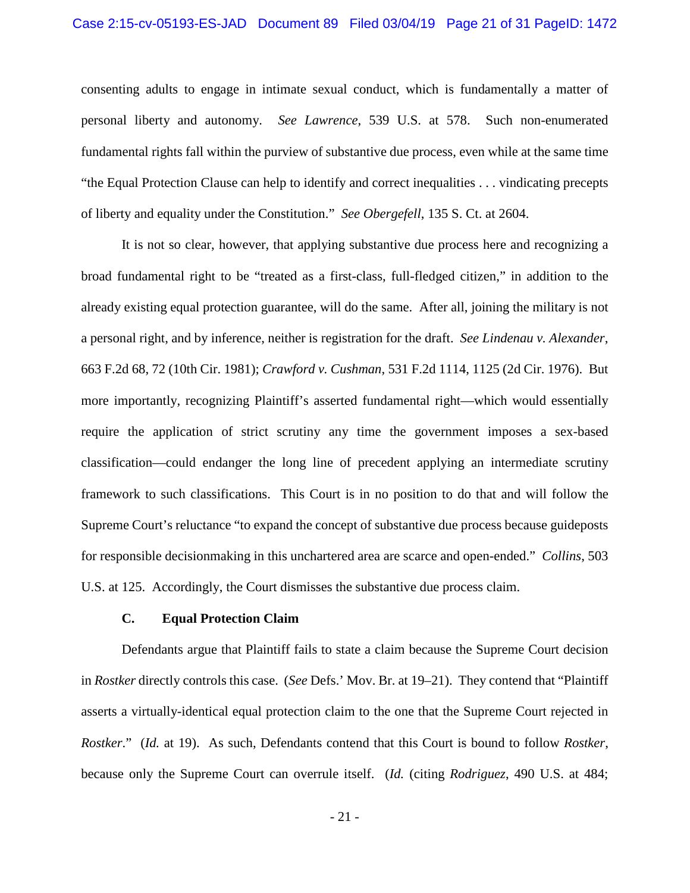consenting adults to engage in intimate sexual conduct, which is fundamentally a matter of personal liberty and autonomy. *See Lawrence*, 539 U.S. at 578. Such non-enumerated fundamental rights fall within the purview of substantive due process, even while at the same time "the Equal Protection Clause can help to identify and correct inequalities . . . vindicating precepts of liberty and equality under the Constitution." *See Obergefell*, 135 S. Ct. at 2604.

It is not so clear, however, that applying substantive due process here and recognizing a broad fundamental right to be "treated as a first-class, full-fledged citizen," in addition to the already existing equal protection guarantee, will do the same. After all, joining the military is not a personal right, and by inference, neither is registration for the draft. *See Lindenau v. Alexander*, 663 F.2d 68, 72 (10th Cir. 1981); *Crawford v. Cushman*, 531 F.2d 1114, 1125 (2d Cir. 1976). But more importantly, recognizing Plaintiff's asserted fundamental right—which would essentially require the application of strict scrutiny any time the government imposes a sex-based classification—could endanger the long line of precedent applying an intermediate scrutiny framework to such classifications. This Court is in no position to do that and will follow the Supreme Court's reluctance "to expand the concept of substantive due process because guideposts for responsible decisionmaking in this unchartered area are scarce and open-ended." *Collins*, 503 U.S. at 125. Accordingly, the Court dismisses the substantive due process claim.

### C. Equal Protection Claim

Defendants argue that Plaintiff fails to state a claim because the Supreme Court decision in *Rostker* directly controls this case. (*See* Defs.' Mov. Br. at 19–21). They contend that "Plaintiff asserts a virtually-identical equal protection claim to the one that the Supreme Court rejected in *Rostker*." (*Id.* at 19). As such, Defendants contend that this Court is bound to follow *Rostker*, because only the Supreme Court can overrule itself. (*Id.* (citing *Rodriguez*, 490 U.S. at 484;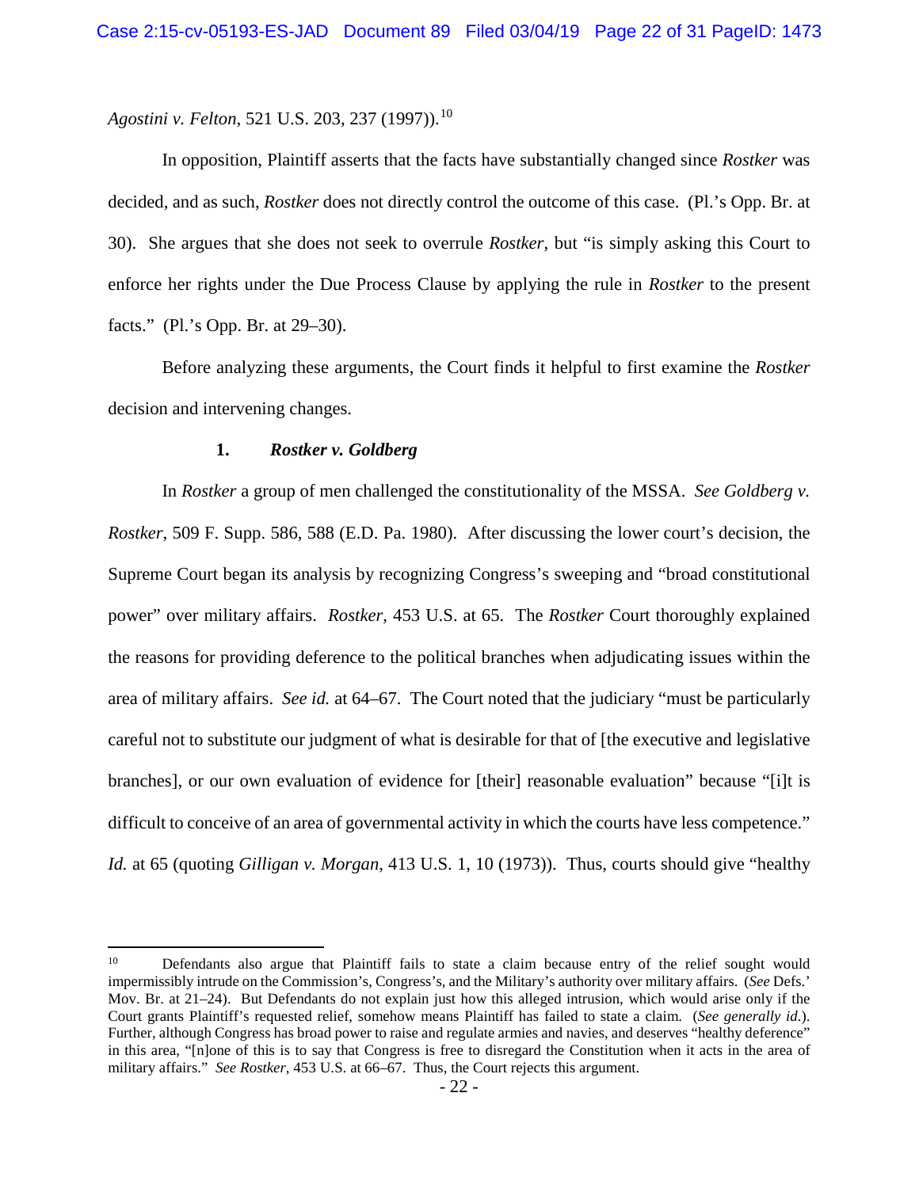*Agostini v. Felton*, 521 U.S. 203, 237 (1997)).[10]

In opposition, Plaintiff asserts that the facts have substantially changed since *Rostker* was decided, and as such, *Rostker* does not directly control the outcome of this case. (Pl.'s Opp. Br. at 30). She argues that she does not seek to overrule *Rostker*, but "is simply asking this Court to enforce her rights under the Due Process Clause by applying the rule in *Rostker* to the present facts." (Pl.'s Opp. Br. at 29–30).

Before analyzing these arguments, the Court finds it helpful to first examine the *Rostker* decision and intervening changes.

### 1. *Rostker v. Goldberg*

In *Rostker* a group of men challenged the constitutionality of the MSSA. *See Goldberg v. Rostker*, 509 F. Supp. 586, 588 (E.D. Pa. 1980). After discussing the lower court's decision, the Supreme Court began its analysis by recognizing Congress's sweeping and "broad constitutional power" over military affairs. *Rostker*, 453 U.S. at 65. The *Rostker* Court thoroughly explained the reasons for providing deference to the political branches when adjudicating issues within the area of military affairs. *See id.* at 64–67. The Court noted that the judiciary "must be particularly careful not to substitute our judgment of what is desirable for that of [the executive and legislative branches], or our own evaluation of evidence for [their] reasonable evaluation" because "[i]t is difficult to conceive of an area of governmental activity in which the courts have less competence." *Id.* at 65 (quoting *Gilligan v. Morgan*, 413 U.S. 1, 10 (1973)). Thus, courts should give "healthy

---

[10] Defendants also argue that Plaintiff fails to state a claim because entry of the relief sought would impermissibly intrude on the Commission's, Congress's, and the Military's authority over military affairs. (*See* Defs.' Mov. Br. at 21–24). But Defendants do not explain just how this alleged intrusion, which would arise only if the Court grants Plaintiff's requested relief, somehow means Plaintiff has failed to state a claim. (*See generally id*.). Further, although Congress has broad power to raise and regulate armies and navies, and deserves "healthy deference" in this area, "[n]one of this is to say that Congress is free to disregard the Constitution when it acts in the area of military affairs." *See Rostker*, 453 U.S. at 66–67. Thus, the Court rejects this argument.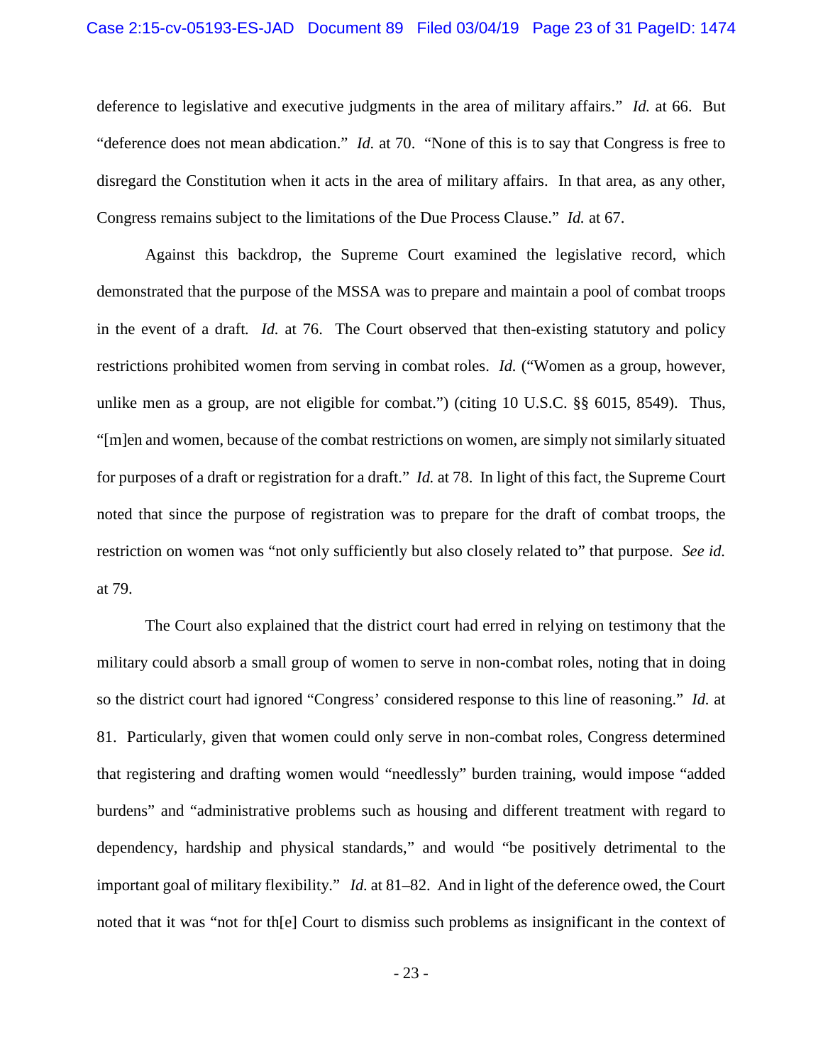deference to legislative and executive judgments in the area of military affairs." *Id.* at 66. But "deference does not mean abdication." *Id.* at 70. "None of this is to say that Congress is free to disregard the Constitution when it acts in the area of military affairs. In that area, as any other, Congress remains subject to the limitations of the Due Process Clause." *Id.* at 67.

Against this backdrop, the Supreme Court examined the legislative record, which demonstrated that the purpose of the MSSA was to prepare and maintain a pool of combat troops in the event of a draft. *Id.* at 76. The Court observed that then-existing statutory and policy restrictions prohibited women from serving in combat roles. *Id.* ("Women as a group, however, unlike men as a group, are not eligible for combat.") (citing 10 U.S.C. §§ 6015, 8549). Thus, "[m]en and women, because of the combat restrictions on women, are simply not similarly situated for purposes of a draft or registration for a draft." *Id.* at 78. In light of this fact, the Supreme Court noted that since the purpose of registration was to prepare for the draft of combat troops, the restriction on women was "not only sufficiently but also closely related to" that purpose. *See id.* at 79.

The Court also explained that the district court had erred in relying on testimony that the military could absorb a small group of women to serve in non-combat roles, noting that in doing so the district court had ignored "Congress' considered response to this line of reasoning." *Id.* at 81. Particularly, given that women could only serve in non-combat roles, Congress determined that registering and drafting women would "needlessly" burden training, would impose "added burdens" and "administrative problems such as housing and different treatment with regard to dependency, hardship and physical standards," and would "be positively detrimental to the important goal of military flexibility." *Id.* at 81–82. And in light of the deference owed, the Court noted that it was "not for th[e] Court to dismiss such problems as insignificant in the context of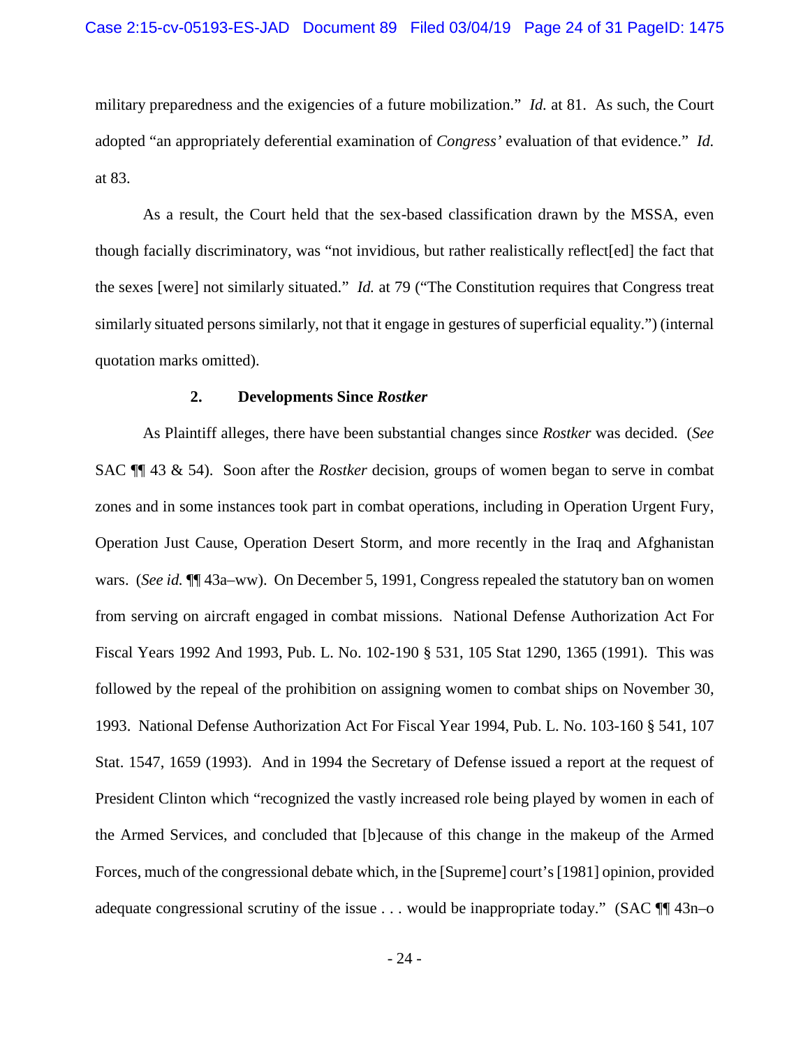military preparedness and the exigencies of a future mobilization." *Id.* at 81. As such, the Court adopted "an appropriately deferential examination of *Congress'* evaluation of that evidence." *Id.* at 83.

As a result, the Court held that the sex-based classification drawn by the MSSA, even though facially discriminatory, was "not invidious, but rather realistically reflect[ed] the fact that the sexes [were] not similarly situated." *Id.* at 79 ("The Constitution requires that Congress treat similarly situated persons similarly, not that it engage in gestures of superficial equality.") (internal quotation marks omitted).

### 2. Developments Since *Rostker*

As Plaintiff alleges, there have been substantial changes since *Rostker* was decided. (*See* SAC ¶¶ 43 & 54). Soon after the *Rostker* decision, groups of women began to serve in combat zones and in some instances took part in combat operations, including in Operation Urgent Fury, Operation Just Cause, Operation Desert Storm, and more recently in the Iraq and Afghanistan wars. (*See id.* ¶¶ 43a–ww). On December 5, 1991, Congress repealed the statutory ban on women from serving on aircraft engaged in combat missions. National Defense Authorization Act For Fiscal Years 1992 And 1993, Pub. L. No. 102-190 § 531, 105 Stat 1290, 1365 (1991). This was followed by the repeal of the prohibition on assigning women to combat ships on November 30, 1993. National Defense Authorization Act For Fiscal Year 1994, Pub. L. No. 103-160 § 541, 107 Stat. 1547, 1659 (1993). And in 1994 the Secretary of Defense issued a report at the request of President Clinton which "recognized the vastly increased role being played by women in each of the Armed Services, and concluded that [b]ecause of this change in the makeup of the Armed Forces, much of the congressional debate which, in the [Supreme] court's [1981] opinion, provided adequate congressional scrutiny of the issue . . . would be inappropriate today." (SAC ¶¶ 43n–o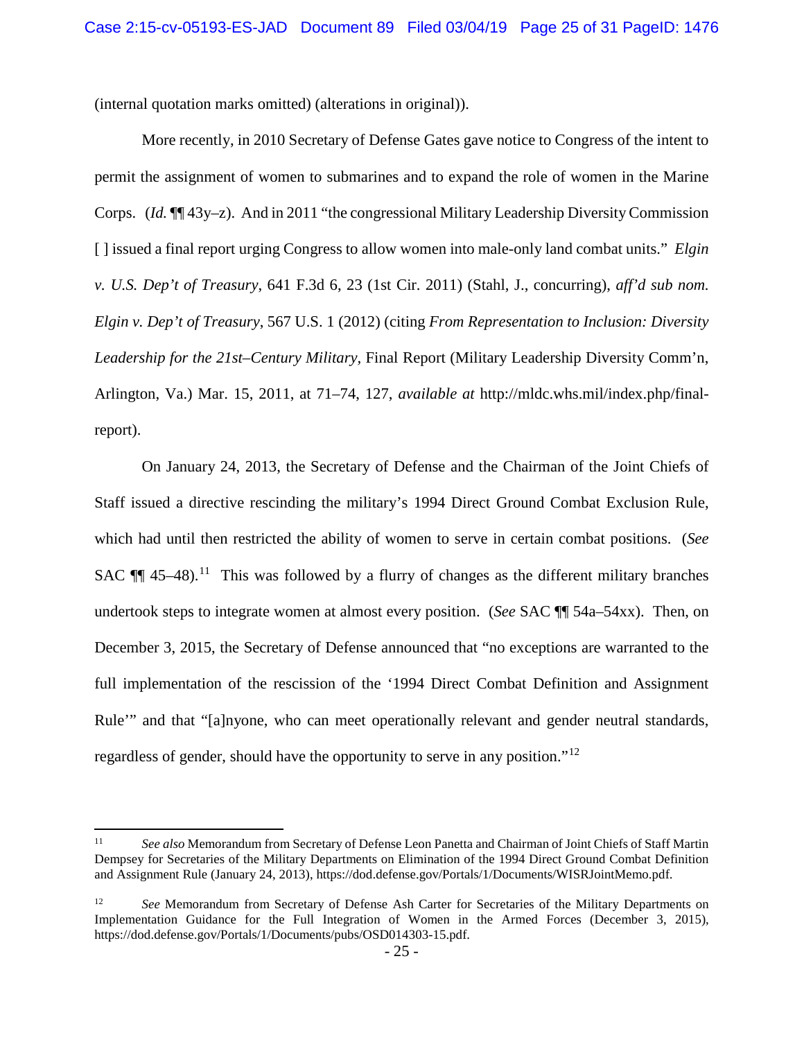(internal quotation marks omitted) (alterations in original)).

More recently, in 2010 Secretary of Defense Gates gave notice to Congress of the intent to permit the assignment of women to submarines and to expand the role of women in the Marine Corps. (*Id.* ¶¶ 43y–z). And in 2011 "the congressional Military Leadership Diversity Commission [ ] issued a final report urging Congress to allow women into male-only land combat units." *Elgin v. U.S. Dep't of Treasury*, 641 F.3d 6, 23 (1st Cir. 2011) (Stahl, J., concurring), *aff'd sub nom. Elgin v. Dep't of Treasury*, 567 U.S. 1 (2012) (citing *From Representation to Inclusion: Diversity Leadership for the 21st–Century Military*, Final Report (Military Leadership Diversity Comm'n, Arlington, Va.) Mar. 15, 2011, at 71–74, 127, *available at* http://mldc.whs.mil/index.php/final-report).

On January 24, 2013, the Secretary of Defense and the Chairman of the Joint Chiefs of Staff issued a directive rescinding the military's 1994 Direct Ground Combat Exclusion Rule, which had until then restricted the ability of women to serve in certain combat positions. (*See* SAC ¶¶ 45–48).[11] This was followed by a flurry of changes as the different military branches undertook steps to integrate women at almost every position. (*See* SAC ¶¶ 54a–54xx). Then, on December 3, 2015, the Secretary of Defense announced that "no exceptions are warranted to the full implementation of the rescission of the '1994 Direct Combat Definition and Assignment Rule'" and that "[a]nyone, who can meet operationally relevant and gender neutral standards, regardless of gender, should have the opportunity to serve in any position."[12]

---

[11] *See also* Memorandum from Secretary of Defense Leon Panetta and Chairman of Joint Chiefs of Staff Martin Dempsey for Secretaries of the Military Departments on Elimination of the 1994 Direct Ground Combat Definition and Assignment Rule (January 24, 2013), https://dod.defense.gov/Portals/1/Documents/WISRJointMemo.pdf.

[12] *See* Memorandum from Secretary of Defense Ash Carter for Secretaries of the Military Departments on Implementation Guidance for the Full Integration of Women in the Armed Forces (December 3, 2015), https://dod.defense.gov/Portals/1/Documents/pubs/OSD014303-15.pdf.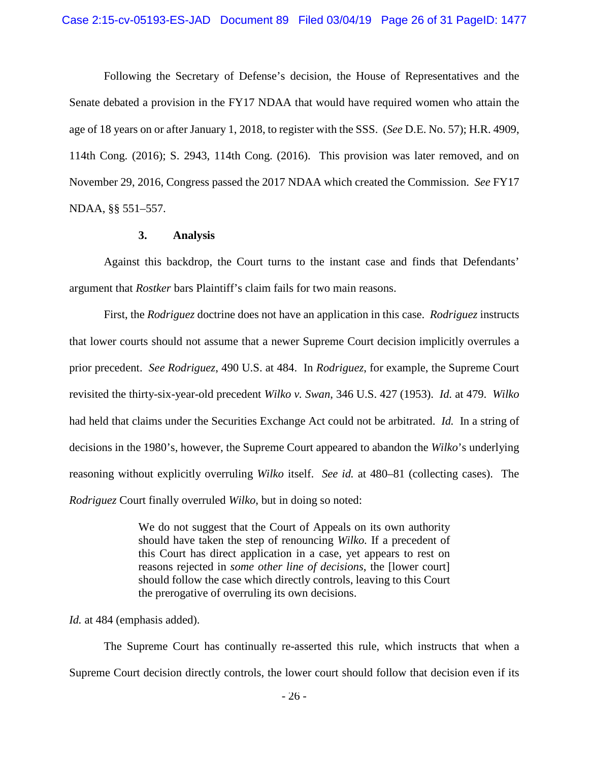Following the Secretary of Defense's decision, the House of Representatives and the Senate debated a provision in the FY17 NDAA that would have required women who attain the age of 18 years on or after January 1, 2018, to register with the SSS. (*See* D.E. No. 57); H.R. 4909, 114th Cong. (2016); S. 2943, 114th Cong. (2016). This provision was later removed, and on November 29, 2016, Congress passed the 2017 NDAA which created the Commission. *See* FY17 NDAA, §§ 551–557.

### 3. Analysis

Against this backdrop, the Court turns to the instant case and finds that Defendants' argument that *Rostker* bars Plaintiff's claim fails for two main reasons.

First, the *Rodriguez* doctrine does not have an application in this case. *Rodriguez* instructs that lower courts should not assume that a newer Supreme Court decision implicitly overrules a prior precedent. *See Rodriguez*, 490 U.S. at 484. In *Rodriguez*, for example, the Supreme Court revisited the thirty-six-year-old precedent *Wilko v. Swan*, 346 U.S. 427 (1953). *Id.* at 479. *Wilko* had held that claims under the Securities Exchange Act could not be arbitrated. *Id.* In a string of decisions in the 1980's, however, the Supreme Court appeared to abandon the *Wilko*'s underlying reasoning without explicitly overruling *Wilko* itself. *See id.* at 480–81 (collecting cases). The *Rodriguez* Court finally overruled *Wilko*, but in doing so noted:

> We do not suggest that the Court of Appeals on its own authority should have taken the step of renouncing *Wilko*. If a precedent of this Court has direct application in a case, yet appears to rest on reasons rejected in *some other line of decisions*, the [lower court] should follow the case which directly controls, leaving to this Court the prerogative of overruling its own decisions.

*Id.* at 484 (emphasis added).

The Supreme Court has continually re-asserted this rule, which instructs that when a Supreme Court decision directly controls, the lower court should follow that decision even if its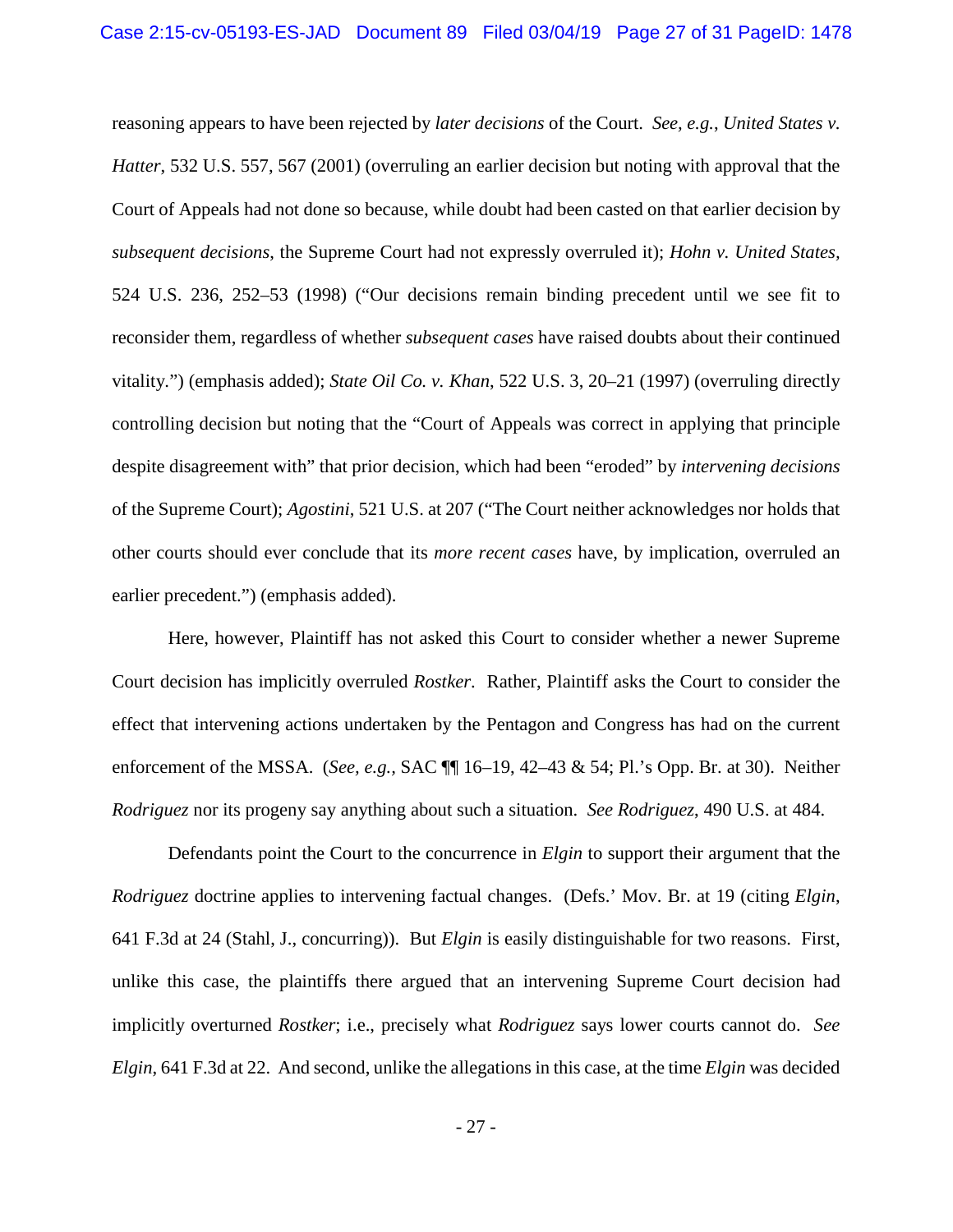reasoning appears to have been rejected by *later decisions* of the Court. *See, e.g.*, *United States v. Hatter*, 532 U.S. 557, 567 (2001) (overruling an earlier decision but noting with approval that the Court of Appeals had not done so because, while doubt had been casted on that earlier decision by *subsequent decisions*, the Supreme Court had not expressly overruled it); *Hohn v. United States*, 524 U.S. 236, 252–53 (1998) ("Our decisions remain binding precedent until we see fit to reconsider them, regardless of whether *subsequent cases* have raised doubts about their continued vitality.") (emphasis added); *State Oil Co. v. Khan*, 522 U.S. 3, 20–21 (1997) (overruling directly controlling decision but noting that the "Court of Appeals was correct in applying that principle despite disagreement with" that prior decision, which had been "eroded" by *intervening decisions* of the Supreme Court); *Agostini*, 521 U.S. at 207 ("The Court neither acknowledges nor holds that other courts should ever conclude that its *more recent cases* have, by implication, overruled an earlier precedent.") (emphasis added).

Here, however, Plaintiff has not asked this Court to consider whether a newer Supreme Court decision has implicitly overruled *Rostker*. Rather, Plaintiff asks the Court to consider the effect that intervening actions undertaken by the Pentagon and Congress has had on the current enforcement of the MSSA. (*See, e.g.*, SAC ¶¶ 16–19, 42–43 & 54; Pl.'s Opp. Br. at 30). Neither *Rodriguez* nor its progeny say anything about such a situation. *See Rodriguez*, 490 U.S. at 484.

Defendants point the Court to the concurrence in *Elgin* to support their argument that the *Rodriguez* doctrine applies to intervening factual changes. (Defs.' Mov. Br. at 19 (citing *Elgin*, 641 F.3d at 24 (Stahl, J., concurring)). But *Elgin* is easily distinguishable for two reasons. First, unlike this case, the plaintiffs there argued that an intervening Supreme Court decision had implicitly overturned *Rostker*; i.e., precisely what *Rodriguez* says lower courts cannot do. *See Elgin*, 641 F.3d at 22. And second, unlike the allegations in this case, at the time *Elgin* was decided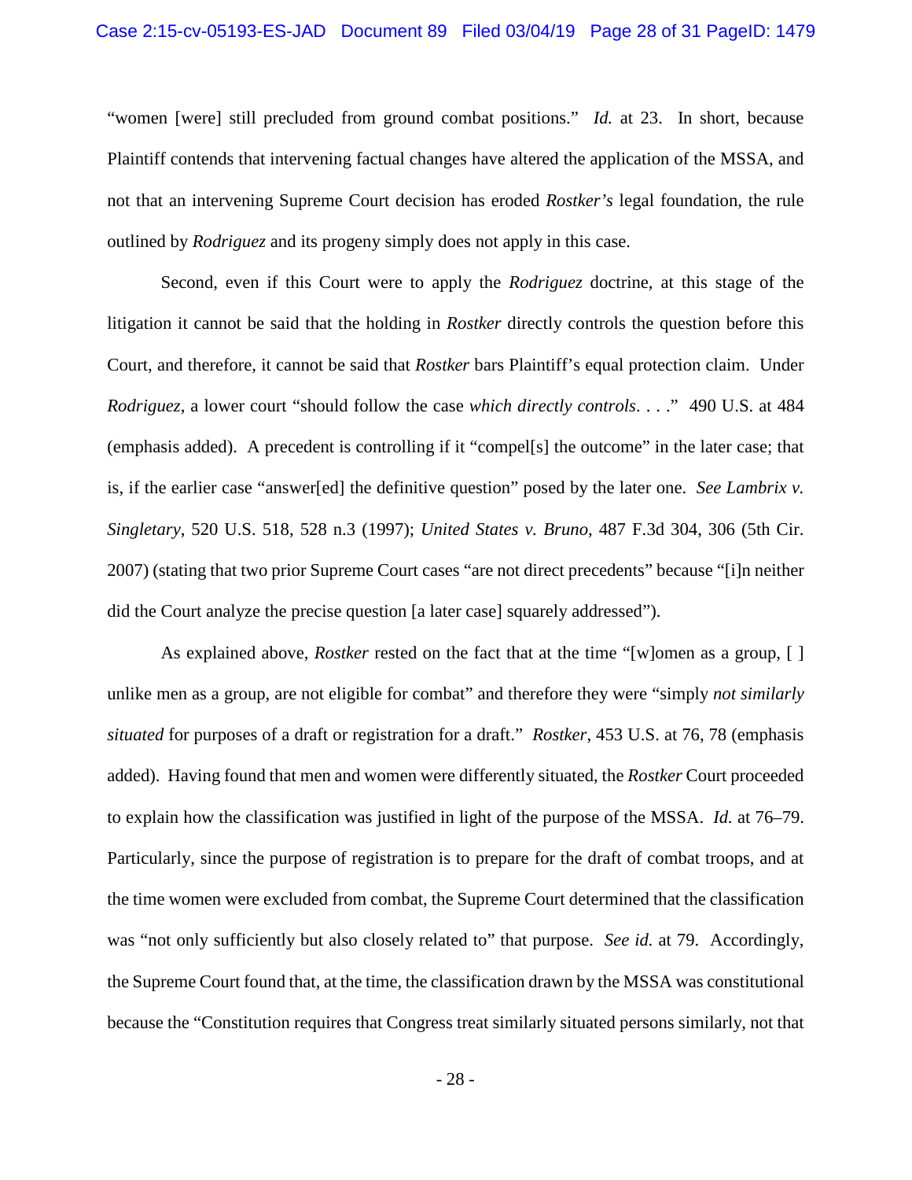"women [were] still precluded from ground combat positions." *Id.* at 23. In short, because Plaintiff contends that intervening factual changes have altered the application of the MSSA, and not that an intervening Supreme Court decision has eroded *Rostker's* legal foundation, the rule outlined by *Rodriguez* and its progeny simply does not apply in this case.

Second, even if this Court were to apply the *Rodriguez* doctrine, at this stage of the litigation it cannot be said that the holding in *Rostker* directly controls the question before this Court, and therefore, it cannot be said that *Rostker* bars Plaintiff's equal protection claim. Under *Rodriguez*, a lower court "should follow the case *which directly controls*. . . ." 490 U.S. at 484 (emphasis added). A precedent is controlling if it "compel[s] the outcome" in the later case; that is, if the earlier case "answer[ed] the definitive question" posed by the later one. *See Lambrix v. Singletary*, 520 U.S. 518, 528 n.3 (1997); *United States v. Bruno*, 487 F.3d 304, 306 (5th Cir. 2007) (stating that two prior Supreme Court cases "are not direct precedents" because "[i]n neither did the Court analyze the precise question [a later case] squarely addressed").

As explained above, *Rostker* rested on the fact that at the time "[w]omen as a group, [ ] unlike men as a group, are not eligible for combat" and therefore they were "simply *not similarly situated* for purposes of a draft or registration for a draft." *Rostker*, 453 U.S. at 76, 78 (emphasis added). Having found that men and women were differently situated, the *Rostker* Court proceeded to explain how the classification was justified in light of the purpose of the MSSA. *Id.* at 76–79. Particularly, since the purpose of registration is to prepare for the draft of combat troops, and at the time women were excluded from combat, the Supreme Court determined that the classification was "not only sufficiently but also closely related to" that purpose. *See id.* at 79. Accordingly, the Supreme Court found that, at the time, the classification drawn by the MSSA was constitutional because the "Constitution requires that Congress treat similarly situated persons similarly, not that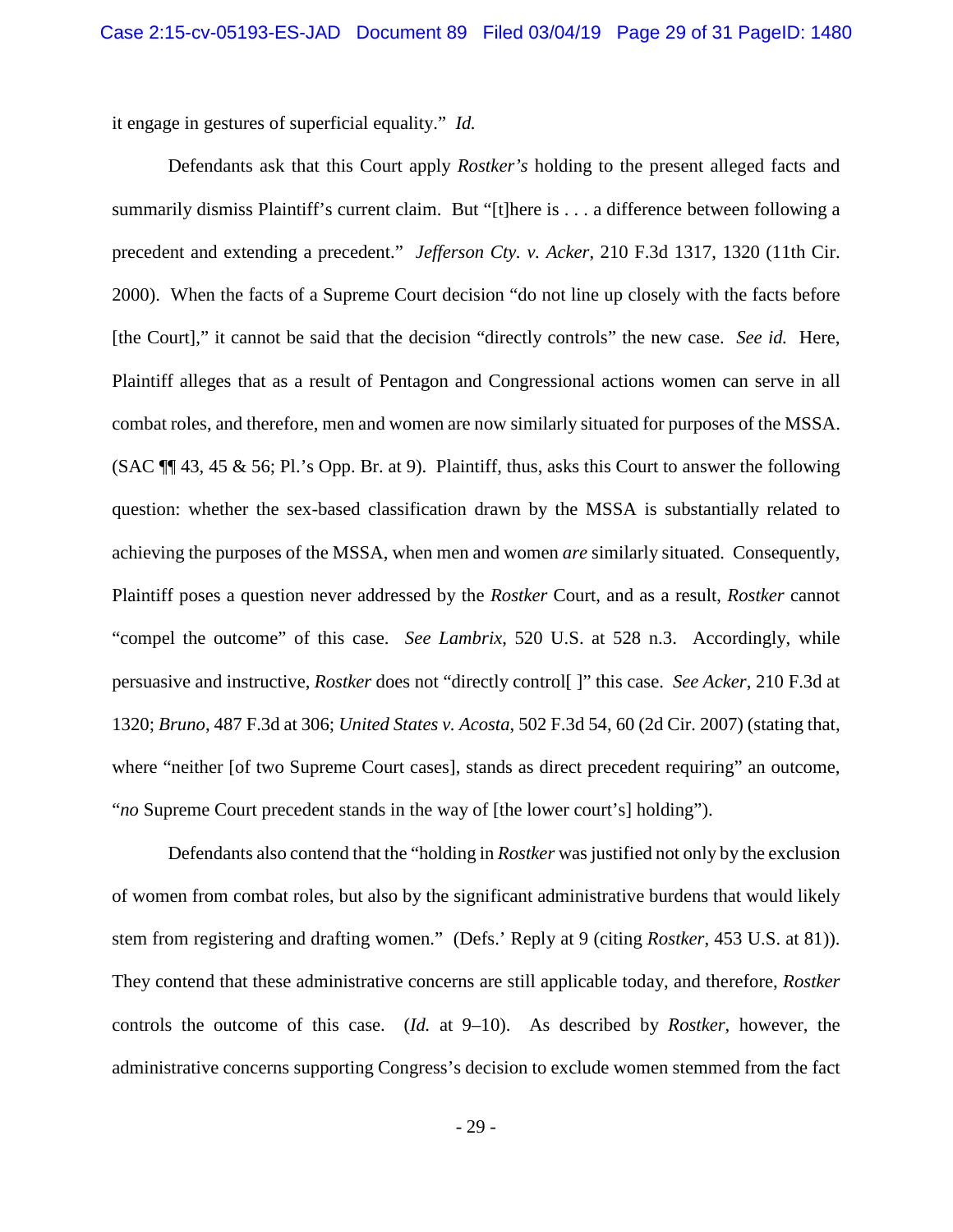it engage in gestures of superficial equality." *Id.*

Defendants ask that this Court apply *Rostker's* holding to the present alleged facts and summarily dismiss Plaintiff's current claim. But "[t]here is . . . a difference between following a precedent and extending a precedent." *Jefferson Cty. v. Acker*, 210 F.3d 1317, 1320 (11th Cir. 2000). When the facts of a Supreme Court decision "do not line up closely with the facts before [the Court]," it cannot be said that the decision "directly controls" the new case. *See id.* Here, Plaintiff alleges that as a result of Pentagon and Congressional actions women can serve in all combat roles, and therefore, men and women are now similarly situated for purposes of the MSSA. (SAC ¶¶ 43, 45 & 56; Pl.'s Opp. Br. at 9). Plaintiff, thus, asks this Court to answer the following question: whether the sex-based classification drawn by the MSSA is substantially related to achieving the purposes of the MSSA, when men and women *are* similarly situated. Consequently, Plaintiff poses a question never addressed by the *Rostker* Court, and as a result, *Rostker* cannot "compel the outcome" of this case. *See Lambrix*, 520 U.S. at 528 n.3. Accordingly, while persuasive and instructive, *Rostker* does not "directly control[ ]" this case. *See Acker*, 210 F.3d at 1320; *Bruno*, 487 F.3d at 306; *United States v. Acosta*, 502 F.3d 54, 60 (2d Cir. 2007) (stating that, where "neither [of two Supreme Court cases], stands as direct precedent requiring" an outcome, "*no* Supreme Court precedent stands in the way of [the lower court's] holding").

Defendants also contend that the "holding in *Rostker* was justified not only by the exclusion of women from combat roles, but also by the significant administrative burdens that would likely stem from registering and drafting women." (Defs.' Reply at 9 (citing *Rostker*, 453 U.S. at 81)). They contend that these administrative concerns are still applicable today, and therefore, *Rostker* controls the outcome of this case. (*Id.* at 9–10). As described by *Rostker*, however, the administrative concerns supporting Congress's decision to exclude women stemmed from the fact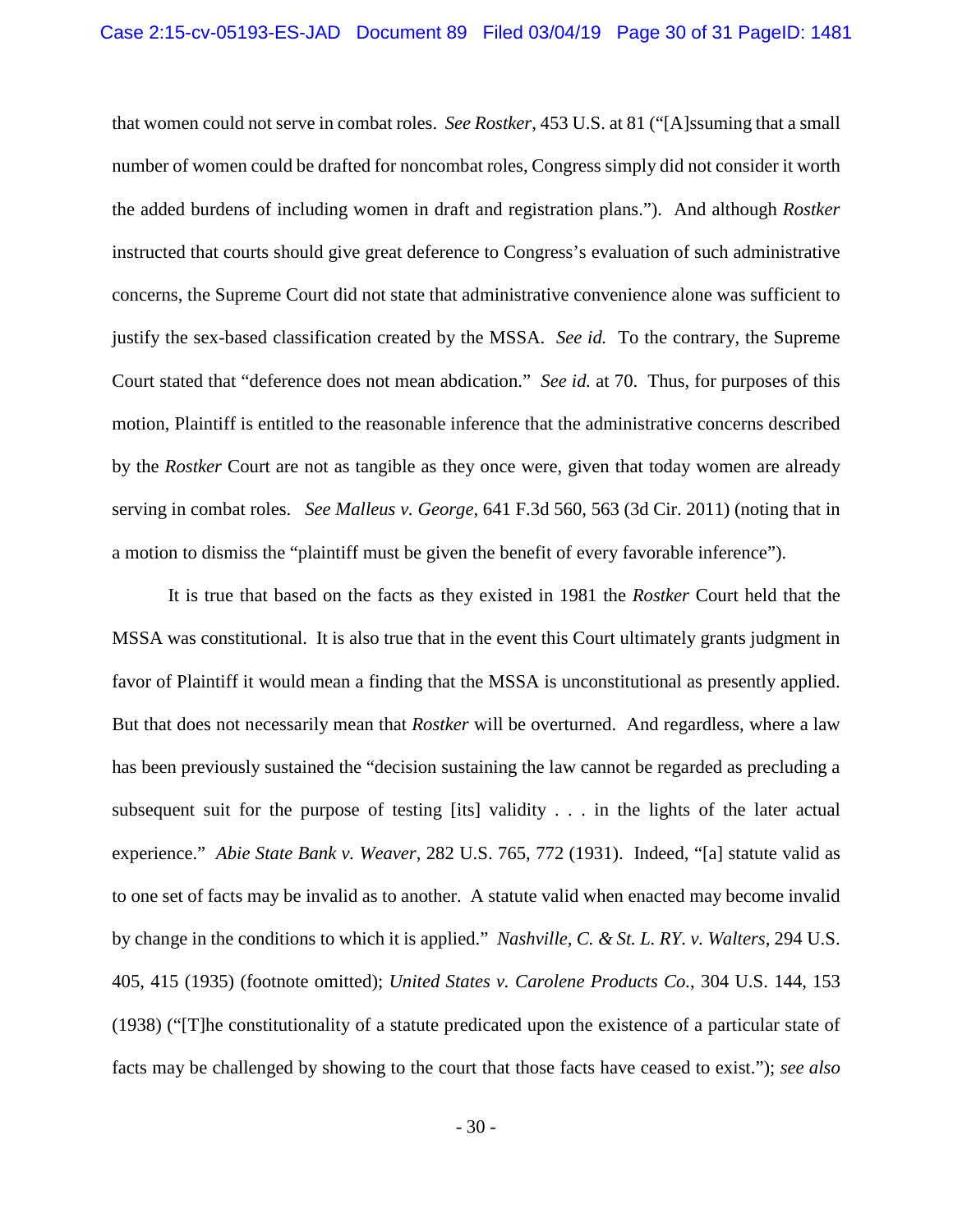that women could not serve in combat roles. *See Rostker*, 453 U.S. at 81 ("[A]ssuming that a small number of women could be drafted for noncombat roles, Congress simply did not consider it worth the added burdens of including women in draft and registration plans."). And although *Rostker* instructed that courts should give great deference to Congress's evaluation of such administrative concerns, the Supreme Court did not state that administrative convenience alone was sufficient to justify the sex-based classification created by the MSSA. *See id.* To the contrary, the Supreme Court stated that "deference does not mean abdication." *See id.* at 70. Thus, for purposes of this motion, Plaintiff is entitled to the reasonable inference that the administrative concerns described by the *Rostker* Court are not as tangible as they once were, given that today women are already serving in combat roles. *See Malleus v. George*, 641 F.3d 560, 563 (3d Cir. 2011) (noting that in a motion to dismiss the "plaintiff must be given the benefit of every favorable inference").

It is true that based on the facts as they existed in 1981 the *Rostker* Court held that the MSSA was constitutional. It is also true that in the event this Court ultimately grants judgment in favor of Plaintiff it would mean a finding that the MSSA is unconstitutional as presently applied. But that does not necessarily mean that *Rostker* will be overturned. And regardless, where a law has been previously sustained the "decision sustaining the law cannot be regarded as precluding a subsequent suit for the purpose of testing [its] validity . . . in the lights of the later actual experience." *Abie State Bank v. Weaver*, 282 U.S. 765, 772 (1931). Indeed, "[a] statute valid as to one set of facts may be invalid as to another. A statute valid when enacted may become invalid by change in the conditions to which it is applied." *Nashville, C. & St. L. RY. v. Walters*, 294 U.S. 405, 415 (1935) (footnote omitted); *United States v. Carolene Products Co.*, 304 U.S. 144, 153 (1938) ("[T]he constitutionality of a statute predicated upon the existence of a particular state of facts may be challenged by showing to the court that those facts have ceased to exist."); *see also*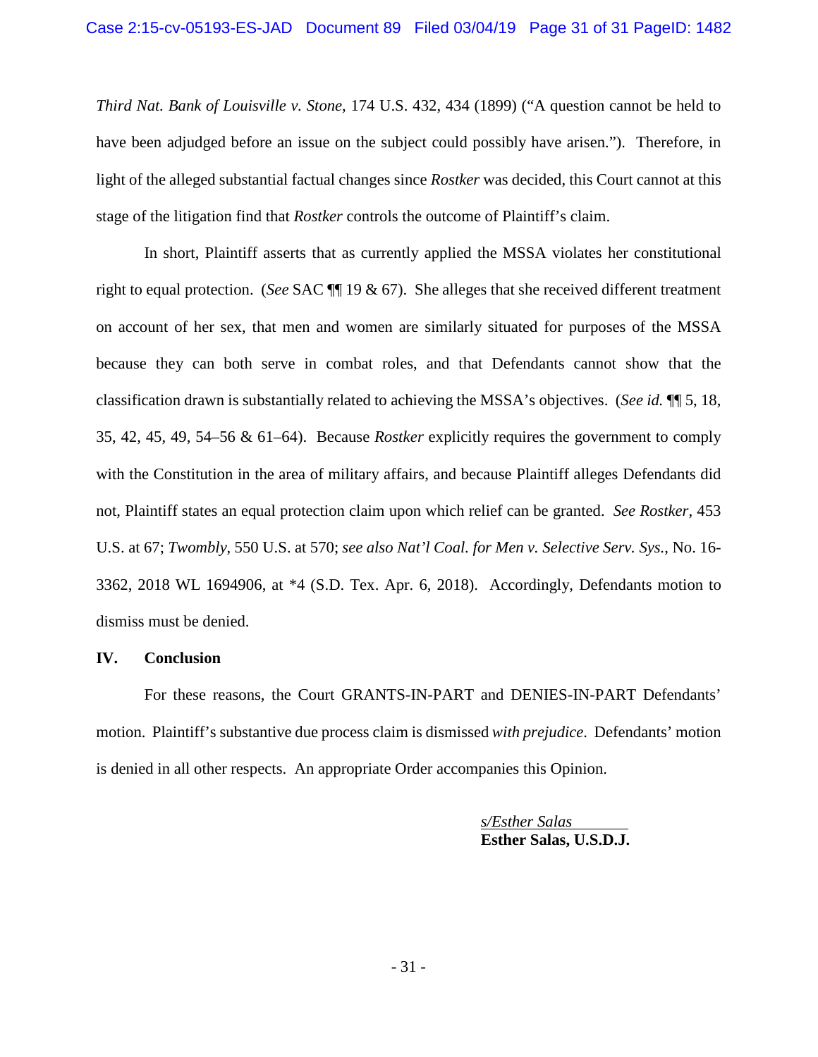*Third Nat. Bank of Louisville v. Stone*, 174 U.S. 432, 434 (1899) ("A question cannot be held to have been adjudged before an issue on the subject could possibly have arisen."). Therefore, in light of the alleged substantial factual changes since *Rostker* was decided, this Court cannot at this stage of the litigation find that *Rostker* controls the outcome of Plaintiff's claim.

In short, Plaintiff asserts that as currently applied the MSSA violates her constitutional right to equal protection. (*See* SAC ¶¶ 19 & 67). She alleges that she received different treatment on account of her sex, that men and women are similarly situated for purposes of the MSSA because they can both serve in combat roles, and that Defendants cannot show that the classification drawn is substantially related to achieving the MSSA's objectives. (*See id.* ¶¶ 5, 18, 35, 42, 45, 49, 54–56 & 61–64). Because *Rostker* explicitly requires the government to comply with the Constitution in the area of military affairs, and because Plaintiff alleges Defendants did not, Plaintiff states an equal protection claim upon which relief can be granted. *See Rostker*, 453 U.S. at 67; *Twombly*, 550 U.S. at 570; *see also Nat'l Coal. for Men v. Selective Serv. Sys.*, No. 16-3362, 2018 WL 1694906, at \*4 (S.D. Tex. Apr. 6, 2018). Accordingly, Defendants motion to dismiss must be denied.

## IV. Conclusion

For these reasons, the Court GRANTS-IN-PART and DENIES-IN-PART Defendants' motion. Plaintiff's substantive due process claim is dismissed *with prejudice*. Defendants' motion is denied in all other respects. An appropriate Order accompanies this Opinion.

*s/Esther Salas*
**Esther Salas, U.S.D.J.**